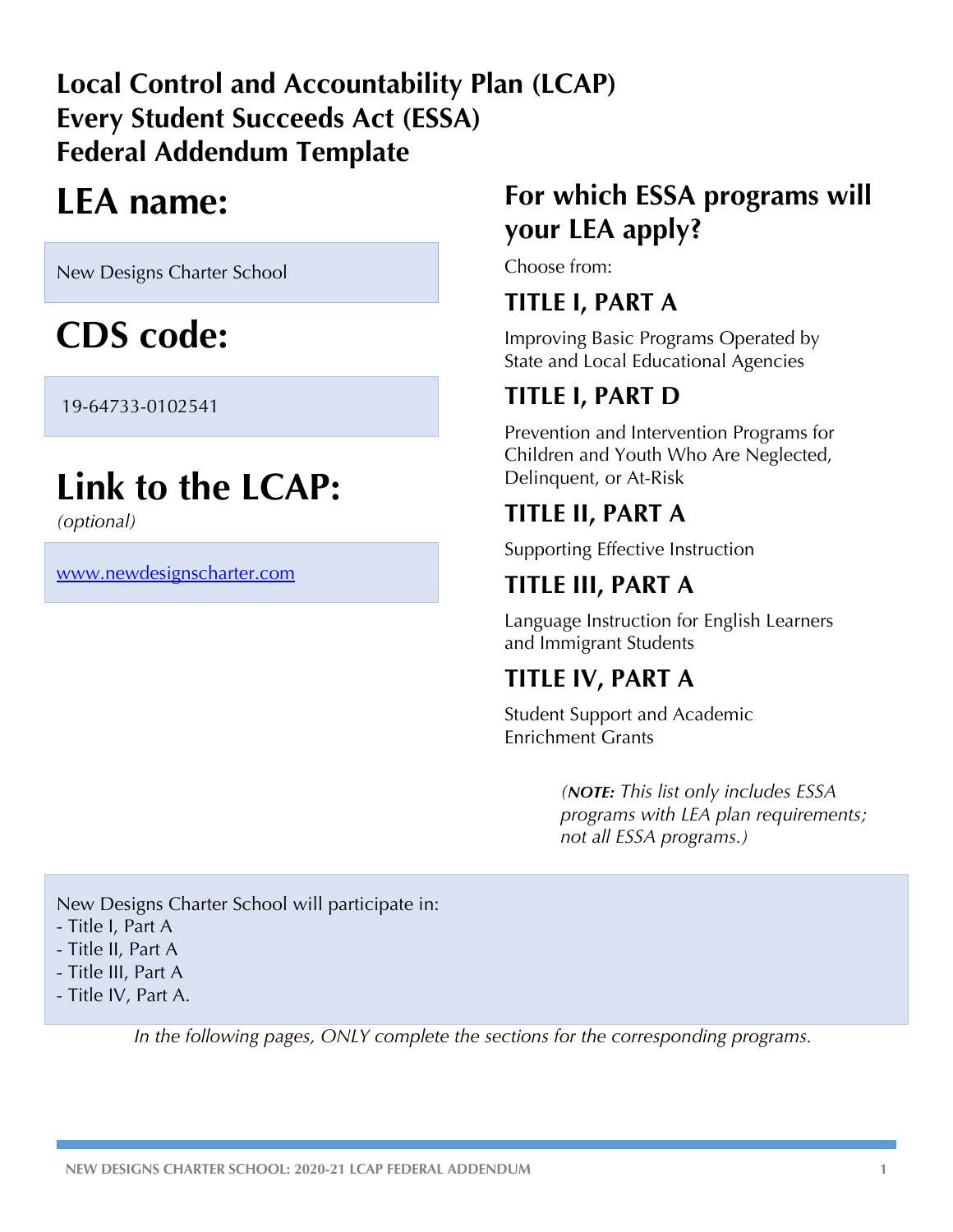**Local Control and Accountability Plan (LCAP)**
**Every Student Succeeds Act (ESSA)**
**Federal Addendum Template**

# LEA name:

New Designs Charter School

# CDS code:

19-64733-0102541

# Link to the LCAP:

*(optional)*

[www.newdesignscharter.com](www.newdesignscharter.com)

## For which ESSA programs will your LEA apply?

Choose from:

### TITLE I, PART A

Improving Basic Programs Operated by State and Local Educational Agencies

### TITLE I, PART D

Prevention and Intervention Programs for Children and Youth Who Are Neglected, Delinquent, or At-Risk

### TITLE II, PART A

Supporting Effective Instruction

### TITLE III, PART A

Language Instruction for English Learners and Immigrant Students

### TITLE IV, PART A

Student Support and Academic Enrichment Grants

*(**NOTE:** This list only includes ESSA programs with LEA plan requirements; not all ESSA programs.)*

New Designs Charter School will participate in:
- Title I, Part A
- Title II, Part A
- Title III, Part A
- Title IV, Part A.

*In the following pages, ONLY complete the sections for the corresponding programs.*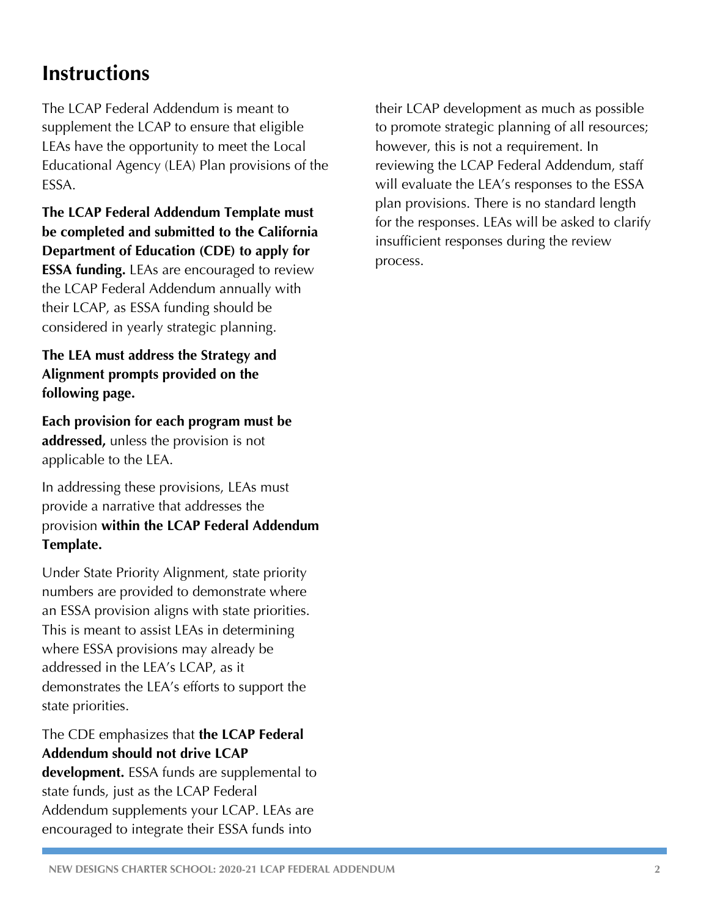# Instructions

The LCAP Federal Addendum is meant to supplement the LCAP to ensure that eligible LEAs have the opportunity to meet the Local Educational Agency (LEA) Plan provisions of the ESSA.

**The LCAP Federal Addendum Template must be completed and submitted to the California Department of Education (CDE) to apply for ESSA funding.** LEAs are encouraged to review the LCAP Federal Addendum annually with their LCAP, as ESSA funding should be considered in yearly strategic planning.

**The LEA must address the Strategy and Alignment prompts provided on the following page.**

**Each provision for each program must be addressed,** unless the provision is not applicable to the LEA.

In addressing these provisions, LEAs must provide a narrative that addresses the provision **within the LCAP Federal Addendum Template.**

Under State Priority Alignment, state priority numbers are provided to demonstrate where an ESSA provision aligns with state priorities. This is meant to assist LEAs in determining where ESSA provisions may already be addressed in the LEA's LCAP, as it demonstrates the LEA's efforts to support the state priorities.

The CDE emphasizes that **the LCAP Federal Addendum should not drive LCAP development.** ESSA funds are supplemental to state funds, just as the LCAP Federal Addendum supplements your LCAP. LEAs are encouraged to integrate their ESSA funds into their LCAP development as much as possible to promote strategic planning of all resources; however, this is not a requirement. In reviewing the LCAP Federal Addendum, staff will evaluate the LEA's responses to the ESSA plan provisions. There is no standard length for the responses. LEAs will be asked to clarify insufficient responses during the review process.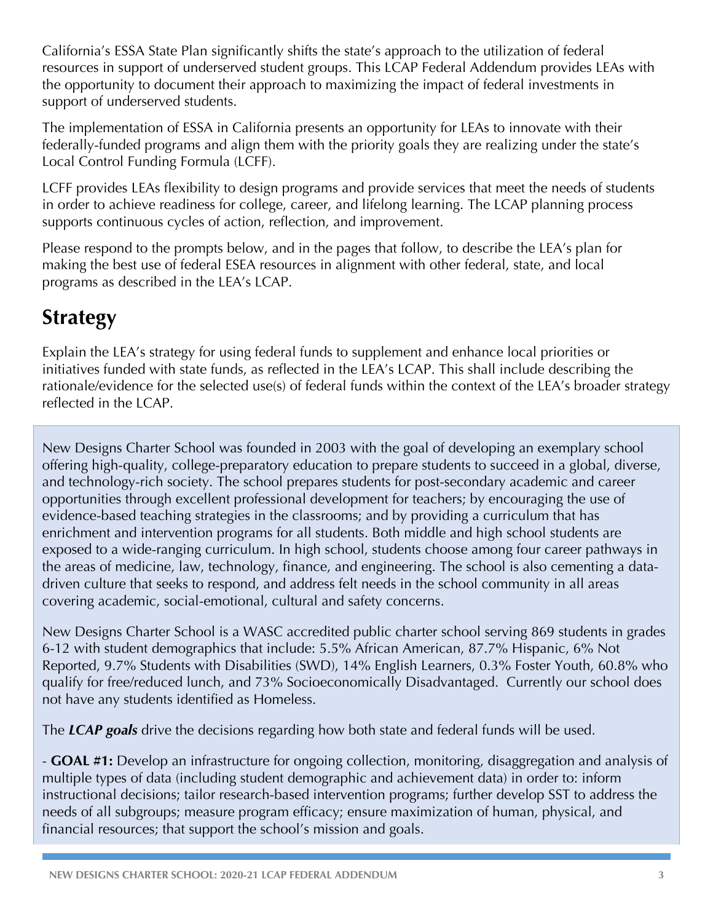California's ESSA State Plan significantly shifts the state's approach to the utilization of federal resources in support of underserved student groups. This LCAP Federal Addendum provides LEAs with the opportunity to document their approach to maximizing the impact of federal investments in support of underserved students.

The implementation of ESSA in California presents an opportunity for LEAs to innovate with their federally-funded programs and align them with the priority goals they are realizing under the state's Local Control Funding Formula (LCFF).

LCFF provides LEAs flexibility to design programs and provide services that meet the needs of students in order to achieve readiness for college, career, and lifelong learning. The LCAP planning process supports continuous cycles of action, reflection, and improvement.

Please respond to the prompts below, and in the pages that follow, to describe the LEA's plan for making the best use of federal ESEA resources in alignment with other federal, state, and local programs as described in the LEA's LCAP.

# Strategy

Explain the LEA's strategy for using federal funds to supplement and enhance local priorities or initiatives funded with state funds, as reflected in the LEA's LCAP. This shall include describing the rationale/evidence for the selected use(s) of federal funds within the context of the LEA's broader strategy reflected in the LCAP.

New Designs Charter School was founded in 2003 with the goal of developing an exemplary school offering high-quality, college-preparatory education to prepare students to succeed in a global, diverse, and technology-rich society. The school prepares students for post-secondary academic and career opportunities through excellent professional development for teachers; by encouraging the use of evidence-based teaching strategies in the classrooms; and by providing a curriculum that has enrichment and intervention programs for all students. Both middle and high school students are exposed to a wide-ranging curriculum. In high school, students choose among four career pathways in the areas of medicine, law, technology, finance, and engineering. The school is also cementing a data-driven culture that seeks to respond, and address felt needs in the school community in all areas covering academic, social-emotional, cultural and safety concerns.

New Designs Charter School is a WASC accredited public charter school serving 869 students in grades 6-12 with student demographics that include: 5.5% African American, 87.7% Hispanic, 6% Not Reported, 9.7% Students with Disabilities (SWD), 14% English Learners, 0.3% Foster Youth, 60.8% who qualify for free/reduced lunch, and 73% Socioeconomically Disadvantaged. Currently our school does not have any students identified as Homeless.

The ***LCAP goals*** drive the decisions regarding how both state and federal funds will be used.

- **GOAL #1:** Develop an infrastructure for ongoing collection, monitoring, disaggregation and analysis of multiple types of data (including student demographic and achievement data) in order to: inform instructional decisions; tailor research-based intervention programs; further develop SST to address the needs of all subgroups; measure program efficacy; ensure maximization of human, physical, and financial resources; that support the school's mission and goals.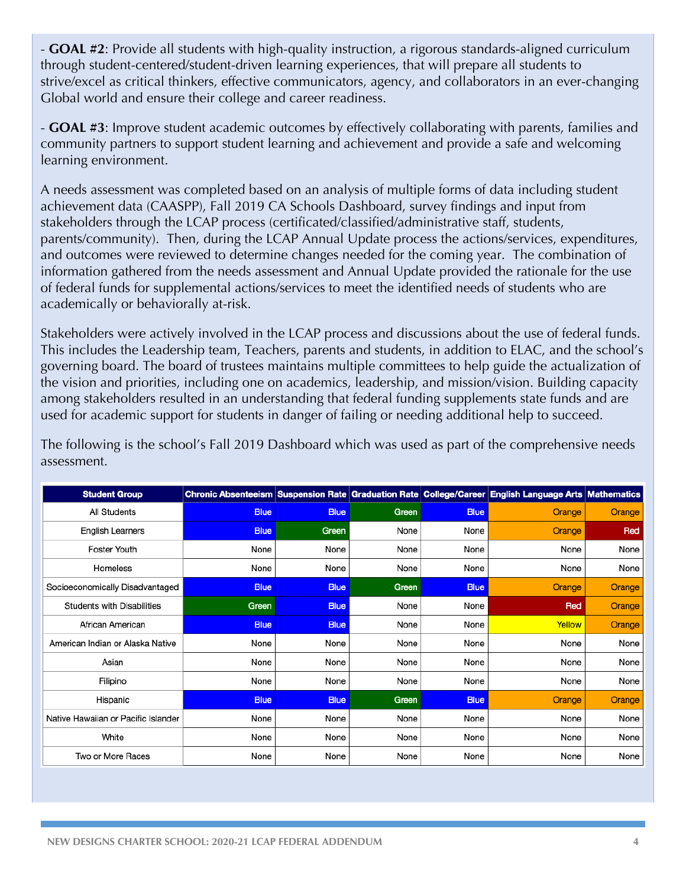- **GOAL #2**: Provide all students with high-quality instruction, a rigorous standards-aligned curriculum through student-centered/student-driven learning experiences, that will prepare all students to strive/excel as critical thinkers, effective communicators, agency, and collaborators in an ever-changing Global world and ensure their college and career readiness.

- **GOAL #3**: Improve student academic outcomes by effectively collaborating with parents, families and community partners to support student learning and achievement and provide a safe and welcoming learning environment.

A needs assessment was completed based on an analysis of multiple forms of data including student achievement data (CAASPP), Fall 2019 CA Schools Dashboard, survey findings and input from stakeholders through the LCAP process (certificated/classified/administrative staff, students, parents/community). Then, during the LCAP Annual Update process the actions/services, expenditures, and outcomes were reviewed to determine changes needed for the coming year. The combination of information gathered from the needs assessment and Annual Update provided the rationale for the use of federal funds for supplemental actions/services to meet the identified needs of students who are academically or behaviorally at-risk.

Stakeholders were actively involved in the LCAP process and discussions about the use of federal funds. This includes the Leadership team, Teachers, parents and students, in addition to ELAC, and the school's governing board. The board of trustees maintains multiple committees to help guide the actualization of the vision and priorities, including one on academics, leadership, and mission/vision. Building capacity among stakeholders resulted in an understanding that federal funding supplements state funds and are used for academic support for students in danger of failing or needing additional help to succeed.

The following is the school's Fall 2019 Dashboard which was used as part of the comprehensive needs assessment.

| Student Group | Chronic Absenteeism | Suspension Rate | Graduation Rate | College/Career | English Language Arts | Mathematics |
|---|---|---|---|---|---|---|
| All Students | Blue | Blue | Green | Blue | Orange | Orange |
| English Learners | Blue | Green | None | None | Orange | Red |
| Foster Youth | None | None | None | None | None | None |
| Homeless | None | None | None | None | None | None |
| Socioeconomically Disadvantaged | Blue | Blue | Green | Blue | Orange | Orange |
| Students with Disabilities | Green | Blue | None | None | Red | Orange |
| African American | Blue | Blue | None | None | Yellow | Orange |
| American Indian or Alaska Native | None | None | None | None | None | None |
| Asian | None | None | None | None | None | None |
| Filipino | None | None | None | None | None | None |
| Hispanic | Blue | Blue | Green | Blue | Orange | Orange |
| Native Hawaiian or Pacific Islander | None | None | None | None | None | None |
| White | None | None | None | None | None | None |
| Two or More Races | None | None | None | None | None | None |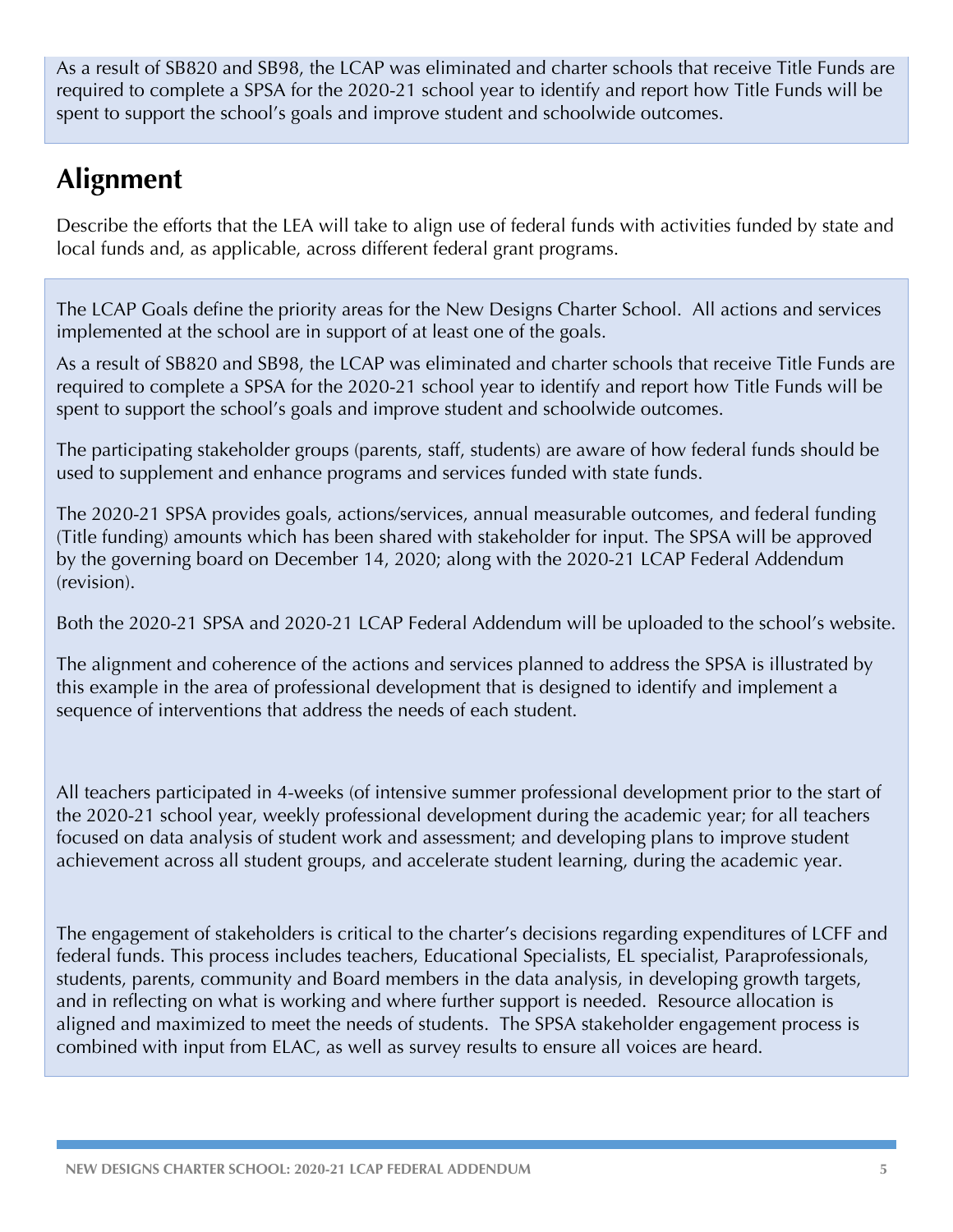As a result of SB820 and SB98, the LCAP was eliminated and charter schools that receive Title Funds are required to complete a SPSA for the 2020-21 school year to identify and report how Title Funds will be spent to support the school's goals and improve student and schoolwide outcomes.

## Alignment

Describe the efforts that the LEA will take to align use of federal funds with activities funded by state and local funds and, as applicable, across different federal grant programs.

The LCAP Goals define the priority areas for the New Designs Charter School. All actions and services implemented at the school are in support of at least one of the goals.

As a result of SB820 and SB98, the LCAP was eliminated and charter schools that receive Title Funds are required to complete a SPSA for the 2020-21 school year to identify and report how Title Funds will be spent to support the school's goals and improve student and schoolwide outcomes.

The participating stakeholder groups (parents, staff, students) are aware of how federal funds should be used to supplement and enhance programs and services funded with state funds.

The 2020-21 SPSA provides goals, actions/services, annual measurable outcomes, and federal funding (Title funding) amounts which has been shared with stakeholder for input. The SPSA will be approved by the governing board on December 14, 2020; along with the 2020-21 LCAP Federal Addendum (revision).

Both the 2020-21 SPSA and 2020-21 LCAP Federal Addendum will be uploaded to the school's website.

The alignment and coherence of the actions and services planned to address the SPSA is illustrated by this example in the area of professional development that is designed to identify and implement a sequence of interventions that address the needs of each student.

All teachers participated in 4-weeks (of intensive summer professional development prior to the start of the 2020-21 school year, weekly professional development during the academic year; for all teachers focused on data analysis of student work and assessment; and developing plans to improve student achievement across all student groups, and accelerate student learning, during the academic year.

The engagement of stakeholders is critical to the charter's decisions regarding expenditures of LCFF and federal funds. This process includes teachers, Educational Specialists, EL specialist, Paraprofessionals, students, parents, community and Board members in the data analysis, in developing growth targets, and in reflecting on what is working and where further support is needed. Resource allocation is aligned and maximized to meet the needs of students. The SPSA stakeholder engagement process is combined with input from ELAC, as well as survey results to ensure all voices are heard.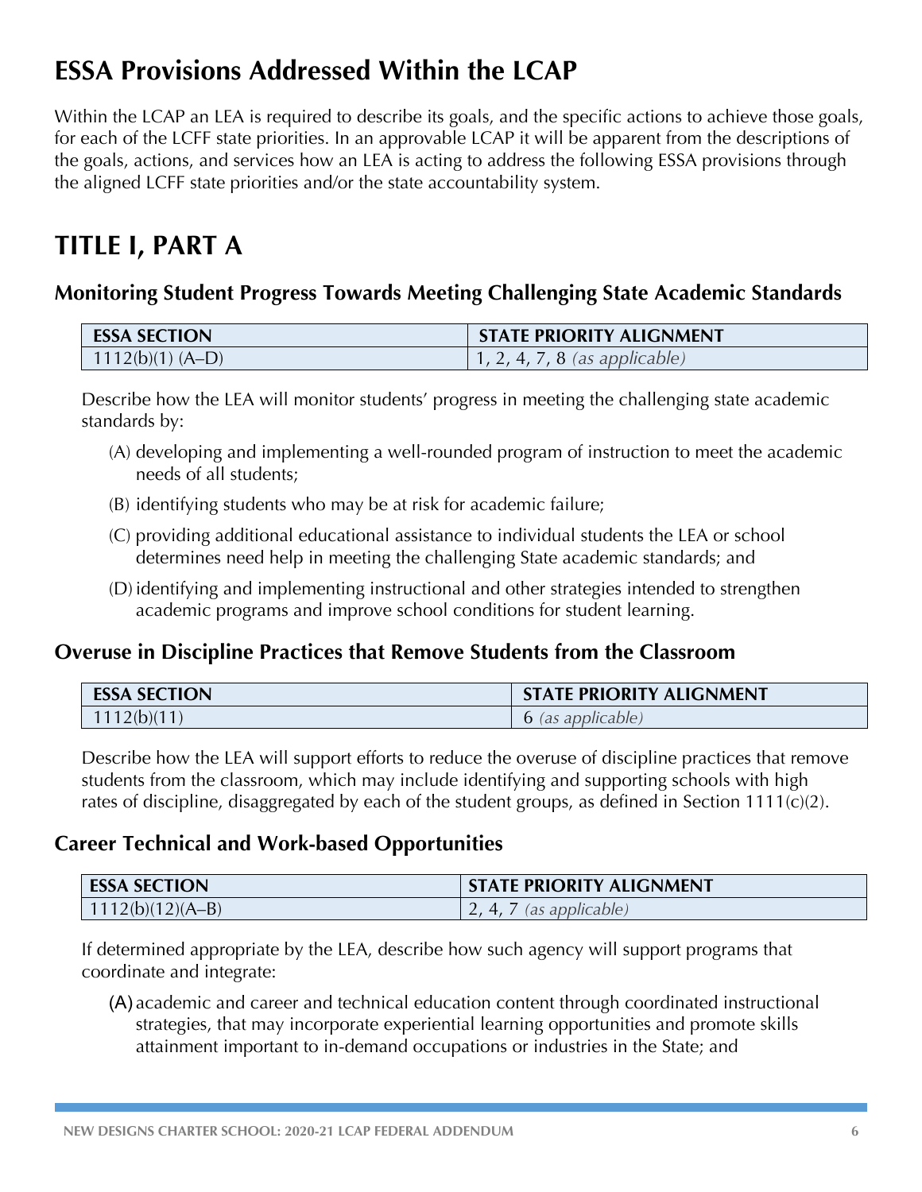## ESSA Provisions Addressed Within the LCAP

Within the LCAP an LEA is required to describe its goals, and the specific actions to achieve those goals, for each of the LCFF state priorities. In an approvable LCAP it will be apparent from the descriptions of the goals, actions, and services how an LEA is acting to address the following ESSA provisions through the aligned LCFF state priorities and/or the state accountability system.

## TITLE I, PART A

### Monitoring Student Progress Towards Meeting Challenging State Academic Standards

| ESSA SECTION | STATE PRIORITY ALIGNMENT |
|---|---|
| 1112(b)(1) (A–D) | 1, 2, 4, 7, 8 *(as applicable)* |

Describe how the LEA will monitor students' progress in meeting the challenging state academic standards by:

(A) developing and implementing a well-rounded program of instruction to meet the academic needs of all students;

(B) identifying students who may be at risk for academic failure;

(C) providing additional educational assistance to individual students the LEA or school determines need help in meeting the challenging State academic standards; and

(D) identifying and implementing instructional and other strategies intended to strengthen academic programs and improve school conditions for student learning.

### Overuse in Discipline Practices that Remove Students from the Classroom

| ESSA SECTION | STATE PRIORITY ALIGNMENT |
|---|---|
| 1112(b)(11) | 6 *(as applicable)* |

Describe how the LEA will support efforts to reduce the overuse of discipline practices that remove students from the classroom, which may include identifying and supporting schools with high rates of discipline, disaggregated by each of the student groups, as defined in Section 1111(c)(2).

### Career Technical and Work-based Opportunities

| ESSA SECTION | STATE PRIORITY ALIGNMENT |
|---|---|
| 1112(b)(12)(A–B) | 2, 4, 7 *(as applicable)* |

If determined appropriate by the LEA, describe how such agency will support programs that coordinate and integrate:

(A) academic and career and technical education content through coordinated instructional strategies, that may incorporate experiential learning opportunities and promote skills attainment important to in-demand occupations or industries in the State; and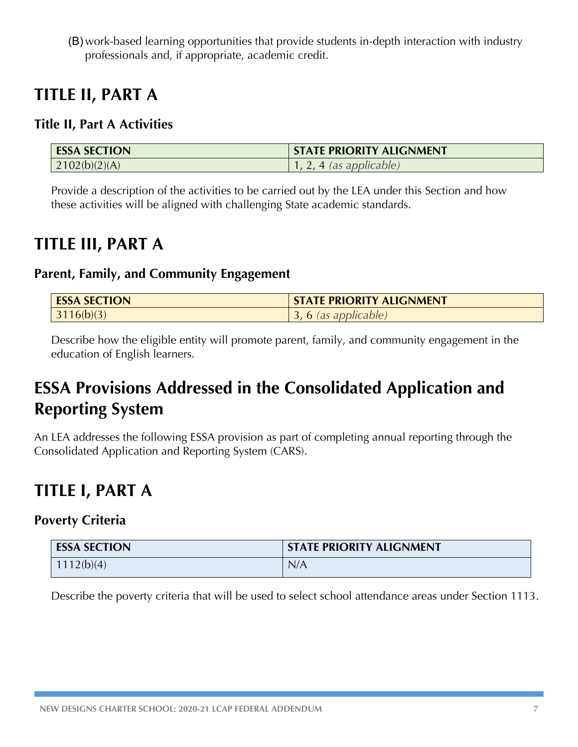(B) work-based learning opportunities that provide students in-depth interaction with industry professionals and, if appropriate, academic credit.

# TITLE II, PART A

### Title II, Part A Activities

| ESSA SECTION | STATE PRIORITY ALIGNMENT |
| --- | --- |
| 2102(b)(2)(A) | 1, 2, 4 *(as applicable)* |

Provide a description of the activities to be carried out by the LEA under this Section and how these activities will be aligned with challenging State academic standards.

# TITLE III, PART A

### Parent, Family, and Community Engagement

| ESSA SECTION | STATE PRIORITY ALIGNMENT |
| --- | --- |
| 3116(b)(3) | 3, 6 *(as applicable)* |

Describe how the eligible entity will promote parent, family, and community engagement in the education of English learners.

# ESSA Provisions Addressed in the Consolidated Application and Reporting System

An LEA addresses the following ESSA provision as part of completing annual reporting through the Consolidated Application and Reporting System (CARS).

# TITLE I, PART A

### Poverty Criteria

| ESSA SECTION | STATE PRIORITY ALIGNMENT |
| --- | --- |
| 1112(b)(4) | N/A |

Describe the poverty criteria that will be used to select school attendance areas under Section 1113.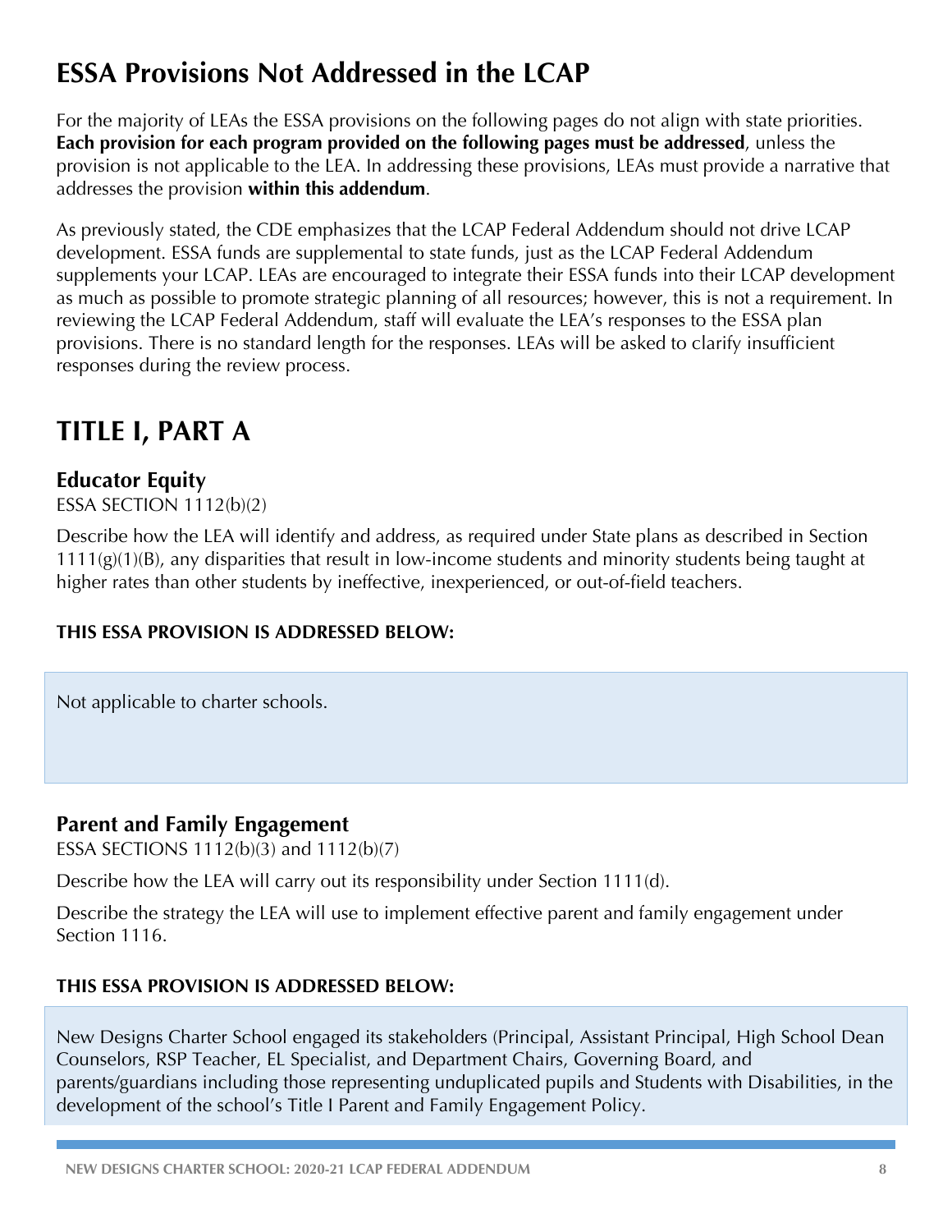# ESSA Provisions Not Addressed in the LCAP

For the majority of LEAs the ESSA provisions on the following pages do not align with state priorities. **Each provision for each program provided on the following pages must be addressed**, unless the provision is not applicable to the LEA. In addressing these provisions, LEAs must provide a narrative that addresses the provision **within this addendum**.

As previously stated, the CDE emphasizes that the LCAP Federal Addendum should not drive LCAP development. ESSA funds are supplemental to state funds, just as the LCAP Federal Addendum supplements your LCAP. LEAs are encouraged to integrate their ESSA funds into their LCAP development as much as possible to promote strategic planning of all resources; however, this is not a requirement. In reviewing the LCAP Federal Addendum, staff will evaluate the LEA's responses to the ESSA plan provisions. There is no standard length for the responses. LEAs will be asked to clarify insufficient responses during the review process.

# TITLE I, PART A

## Educator Equity

ESSA SECTION 1112(b)(2)

Describe how the LEA will identify and address, as required under State plans as described in Section 1111(g)(1)(B), any disparities that result in low-income students and minority students being taught at higher rates than other students by ineffective, inexperienced, or out-of-field teachers.

**THIS ESSA PROVISION IS ADDRESSED BELOW:**

Not applicable to charter schools.

## Parent and Family Engagement

ESSA SECTIONS 1112(b)(3) and 1112(b)(7)

Describe how the LEA will carry out its responsibility under Section 1111(d).

Describe the strategy the LEA will use to implement effective parent and family engagement under Section 1116.

**THIS ESSA PROVISION IS ADDRESSED BELOW:**

New Designs Charter School engaged its stakeholders (Principal, Assistant Principal, High School Dean Counselors, RSP Teacher, EL Specialist, and Department Chairs, Governing Board, and parents/guardians including those representing unduplicated pupils and Students with Disabilities, in the development of the school's Title I Parent and Family Engagement Policy.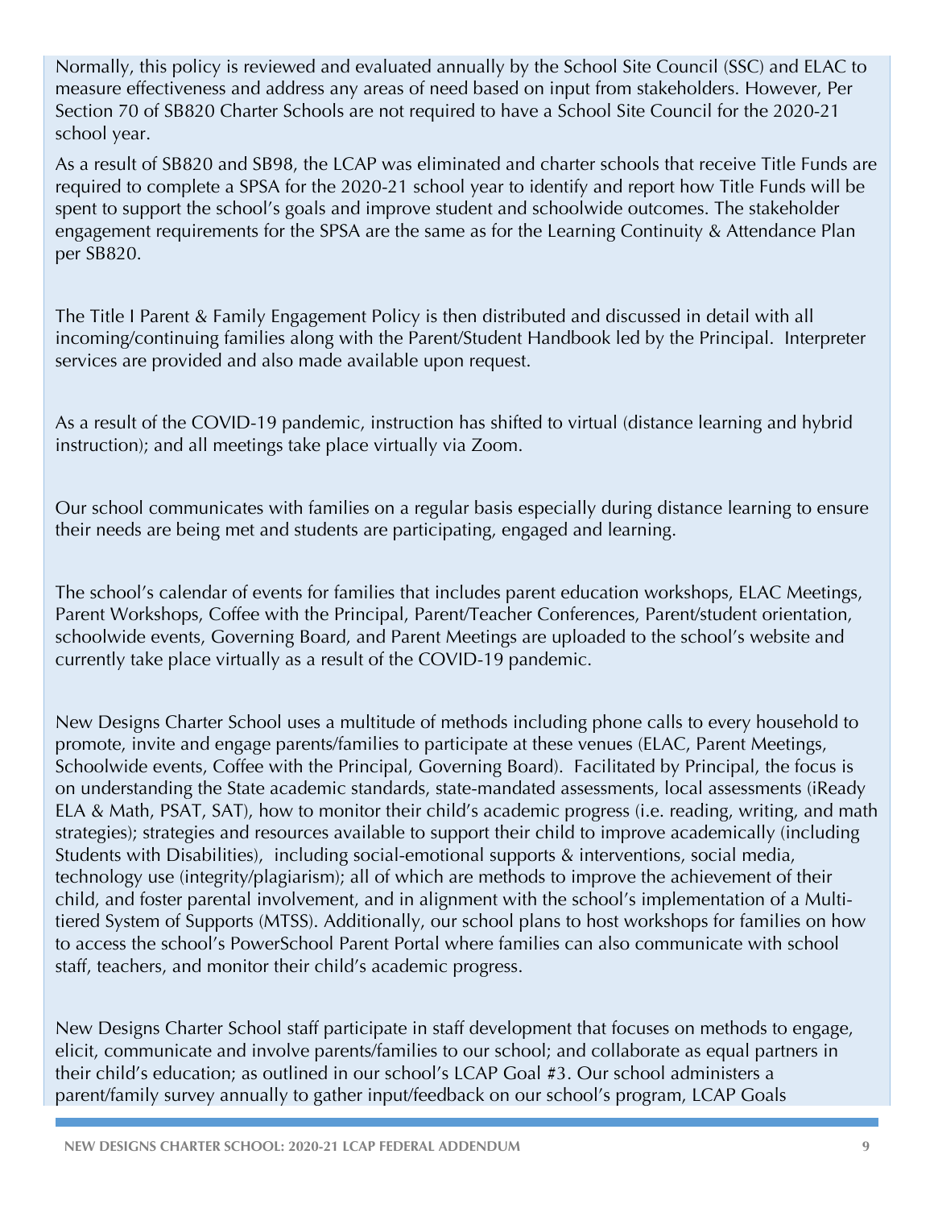Normally, this policy is reviewed and evaluated annually by the School Site Council (SSC) and ELAC to measure effectiveness and address any areas of need based on input from stakeholders. However, Per Section 70 of SB820 Charter Schools are not required to have a School Site Council for the 2020-21 school year.

As a result of SB820 and SB98, the LCAP was eliminated and charter schools that receive Title Funds are required to complete a SPSA for the 2020-21 school year to identify and report how Title Funds will be spent to support the school's goals and improve student and schoolwide outcomes. The stakeholder engagement requirements for the SPSA are the same as for the Learning Continuity & Attendance Plan per SB820.

The Title I Parent & Family Engagement Policy is then distributed and discussed in detail with all incoming/continuing families along with the Parent/Student Handbook led by the Principal. Interpreter services are provided and also made available upon request.

As a result of the COVID-19 pandemic, instruction has shifted to virtual (distance learning and hybrid instruction); and all meetings take place virtually via Zoom.

Our school communicates with families on a regular basis especially during distance learning to ensure their needs are being met and students are participating, engaged and learning.

The school's calendar of events for families that includes parent education workshops, ELAC Meetings, Parent Workshops, Coffee with the Principal, Parent/Teacher Conferences, Parent/student orientation, schoolwide events, Governing Board, and Parent Meetings are uploaded to the school's website and currently take place virtually as a result of the COVID-19 pandemic.

New Designs Charter School uses a multitude of methods including phone calls to every household to promote, invite and engage parents/families to participate at these venues (ELAC, Parent Meetings, Schoolwide events, Coffee with the Principal, Governing Board). Facilitated by Principal, the focus is on understanding the State academic standards, state-mandated assessments, local assessments (iReady ELA & Math, PSAT, SAT), how to monitor their child's academic progress (i.e. reading, writing, and math strategies); strategies and resources available to support their child to improve academically (including Students with Disabilities), including social-emotional supports & interventions, social media, technology use (integrity/plagiarism); all of which are methods to improve the achievement of their child, and foster parental involvement, and in alignment with the school's implementation of a Multi-tiered System of Supports (MTSS). Additionally, our school plans to host workshops for families on how to access the school's PowerSchool Parent Portal where families can also communicate with school staff, teachers, and monitor their child's academic progress.

New Designs Charter School staff participate in staff development that focuses on methods to engage, elicit, communicate and involve parents/families to our school; and collaborate as equal partners in their child's education; as outlined in our school's LCAP Goal #3. Our school administers a parent/family survey annually to gather input/feedback on our school's program, LCAP Goals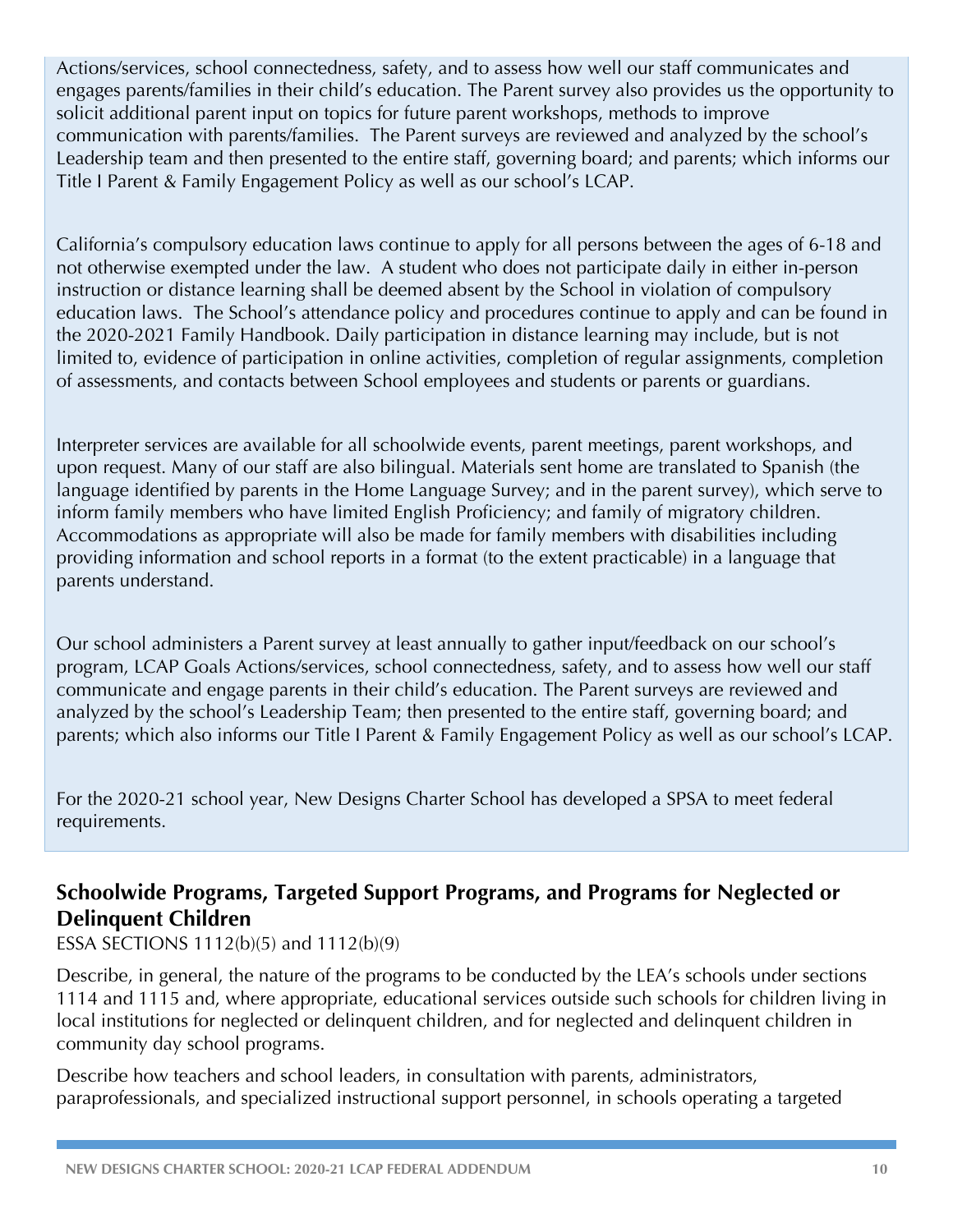Actions/services, school connectedness, safety, and to assess how well our staff communicates and engages parents/families in their child's education. The Parent survey also provides us the opportunity to solicit additional parent input on topics for future parent workshops, methods to improve communication with parents/families. The Parent surveys are reviewed and analyzed by the school's Leadership team and then presented to the entire staff, governing board; and parents; which informs our Title I Parent & Family Engagement Policy as well as our school's LCAP.

California's compulsory education laws continue to apply for all persons between the ages of 6-18 and not otherwise exempted under the law. A student who does not participate daily in either in-person instruction or distance learning shall be deemed absent by the School in violation of compulsory education laws. The School's attendance policy and procedures continue to apply and can be found in the 2020-2021 Family Handbook. Daily participation in distance learning may include, but is not limited to, evidence of participation in online activities, completion of regular assignments, completion of assessments, and contacts between School employees and students or parents or guardians.

Interpreter services are available for all schoolwide events, parent meetings, parent workshops, and upon request. Many of our staff are also bilingual. Materials sent home are translated to Spanish (the language identified by parents in the Home Language Survey; and in the parent survey), which serve to inform family members who have limited English Proficiency; and family of migratory children. Accommodations as appropriate will also be made for family members with disabilities including providing information and school reports in a format (to the extent practicable) in a language that parents understand.

Our school administers a Parent survey at least annually to gather input/feedback on our school's program, LCAP Goals Actions/services, school connectedness, safety, and to assess how well our staff communicate and engage parents in their child's education. The Parent surveys are reviewed and analyzed by the school's Leadership Team; then presented to the entire staff, governing board; and parents; which also informs our Title I Parent & Family Engagement Policy as well as our school's LCAP.

For the 2020-21 school year, New Designs Charter School has developed a SPSA to meet federal requirements.

## Schoolwide Programs, Targeted Support Programs, and Programs for Neglected or Delinquent Children

ESSA SECTIONS 1112(b)(5) and 1112(b)(9)

Describe, in general, the nature of the programs to be conducted by the LEA's schools under sections 1114 and 1115 and, where appropriate, educational services outside such schools for children living in local institutions for neglected or delinquent children, and for neglected and delinquent children in community day school programs.

Describe how teachers and school leaders, in consultation with parents, administrators, paraprofessionals, and specialized instructional support personnel, in schools operating a targeted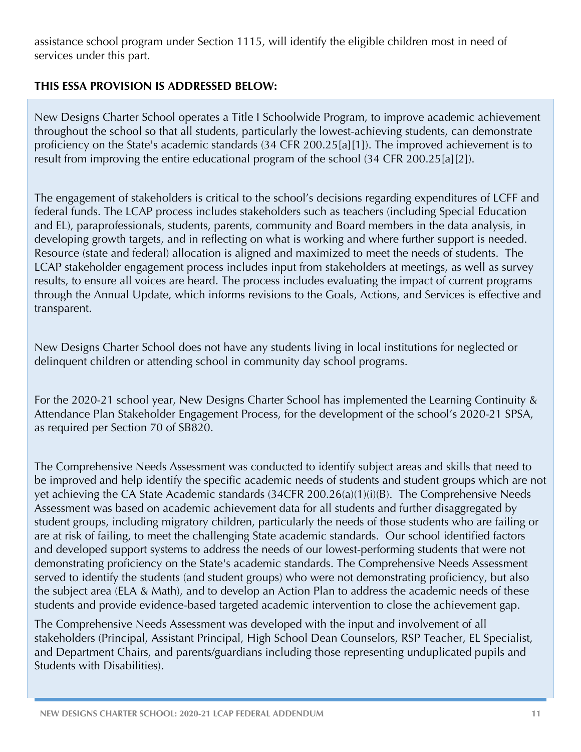assistance school program under Section 1115, will identify the eligible children most in need of services under this part.

**THIS ESSA PROVISION IS ADDRESSED BELOW:**

New Designs Charter School operates a Title I Schoolwide Program, to improve academic achievement throughout the school so that all students, particularly the lowest-achieving students, can demonstrate proficiency on the State's academic standards (34 CFR 200.25[a][1]). The improved achievement is to result from improving the entire educational program of the school (34 CFR 200.25[a][2]).

The engagement of stakeholders is critical to the school's decisions regarding expenditures of LCFF and federal funds. The LCAP process includes stakeholders such as teachers (including Special Education and EL), paraprofessionals, students, parents, community and Board members in the data analysis, in developing growth targets, and in reflecting on what is working and where further support is needed. Resource (state and federal) allocation is aligned and maximized to meet the needs of students. The LCAP stakeholder engagement process includes input from stakeholders at meetings, as well as survey results, to ensure all voices are heard. The process includes evaluating the impact of current programs through the Annual Update, which informs revisions to the Goals, Actions, and Services is effective and transparent.

New Designs Charter School does not have any students living in local institutions for neglected or delinquent children or attending school in community day school programs.

For the 2020-21 school year, New Designs Charter School has implemented the Learning Continuity & Attendance Plan Stakeholder Engagement Process, for the development of the school's 2020-21 SPSA, as required per Section 70 of SB820.

The Comprehensive Needs Assessment was conducted to identify subject areas and skills that need to be improved and help identify the specific academic needs of students and student groups which are not yet achieving the CA State Academic standards (34CFR 200.26(a)(1)(i)(B). The Comprehensive Needs Assessment was based on academic achievement data for all students and further disaggregated by student groups, including migratory children, particularly the needs of those students who are failing or are at risk of failing, to meet the challenging State academic standards. Our school identified factors and developed support systems to address the needs of our lowest-performing students that were not demonstrating proficiency on the State's academic standards. The Comprehensive Needs Assessment served to identify the students (and student groups) who were not demonstrating proficiency, but also the subject area (ELA & Math), and to develop an Action Plan to address the academic needs of these students and provide evidence-based targeted academic intervention to close the achievement gap.

The Comprehensive Needs Assessment was developed with the input and involvement of all stakeholders (Principal, Assistant Principal, High School Dean Counselors, RSP Teacher, EL Specialist, and Department Chairs, and parents/guardians including those representing unduplicated pupils and Students with Disabilities).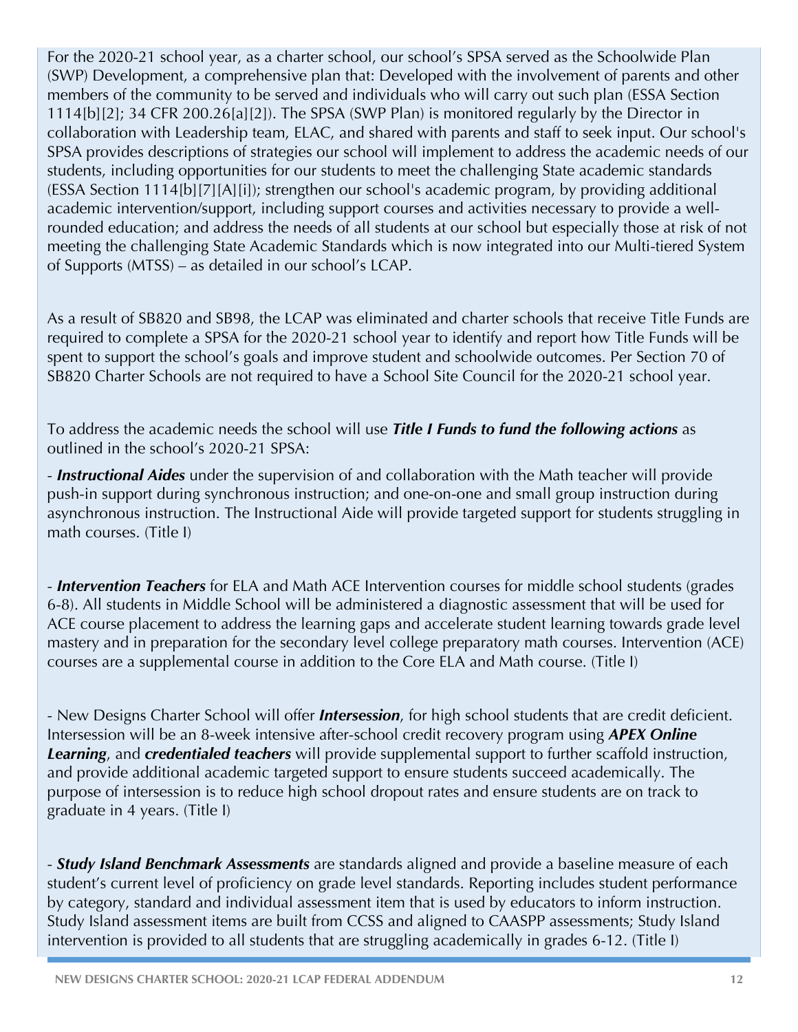For the 2020-21 school year, as a charter school, our school's SPSA served as the Schoolwide Plan (SWP) Development, a comprehensive plan that: Developed with the involvement of parents and other members of the community to be served and individuals who will carry out such plan (ESSA Section 1114[b][2]; 34 CFR 200.26[a][2]). The SPSA (SWP Plan) is monitored regularly by the Director in collaboration with Leadership team, ELAC, and shared with parents and staff to seek input. Our school's SPSA provides descriptions of strategies our school will implement to address the academic needs of our students, including opportunities for our students to meet the challenging State academic standards (ESSA Section 1114[b][7][A][i]); strengthen our school's academic program, by providing additional academic intervention/support, including support courses and activities necessary to provide a well-rounded education; and address the needs of all students at our school but especially those at risk of not meeting the challenging State Academic Standards which is now integrated into our Multi-tiered System of Supports (MTSS) – as detailed in our school's LCAP.

As a result of SB820 and SB98, the LCAP was eliminated and charter schools that receive Title Funds are required to complete a SPSA for the 2020-21 school year to identify and report how Title Funds will be spent to support the school's goals and improve student and schoolwide outcomes. Per Section 70 of SB820 Charter Schools are not required to have a School Site Council for the 2020-21 school year.

To address the academic needs the school will use ***Title I Funds to fund the following actions*** as outlined in the school's 2020-21 SPSA:

- ***Instructional Aides*** under the supervision of and collaboration with the Math teacher will provide push-in support during synchronous instruction; and one-on-one and small group instruction during asynchronous instruction. The Instructional Aide will provide targeted support for students struggling in math courses. (Title I)

- ***Intervention Teachers*** for ELA and Math ACE Intervention courses for middle school students (grades 6-8). All students in Middle School will be administered a diagnostic assessment that will be used for ACE course placement to address the learning gaps and accelerate student learning towards grade level mastery and in preparation for the secondary level college preparatory math courses. Intervention (ACE) courses are a supplemental course in addition to the Core ELA and Math course. (Title I)

- New Designs Charter School will offer ***Intersession***, for high school students that are credit deficient. Intersession will be an 8-week intensive after-school credit recovery program using ***APEX Online Learning***, and ***credentialed teachers*** will provide supplemental support to further scaffold instruction, and provide additional academic targeted support to ensure students succeed academically. The purpose of intersession is to reduce high school dropout rates and ensure students are on track to graduate in 4 years. (Title I)

- ***Study Island Benchmark Assessments*** are standards aligned and provide a baseline measure of each student's current level of proficiency on grade level standards. Reporting includes student performance by category, standard and individual assessment item that is used by educators to inform instruction. Study Island assessment items are built from CCSS and aligned to CAASPP assessments; Study Island intervention is provided to all students that are struggling academically in grades 6-12. (Title I)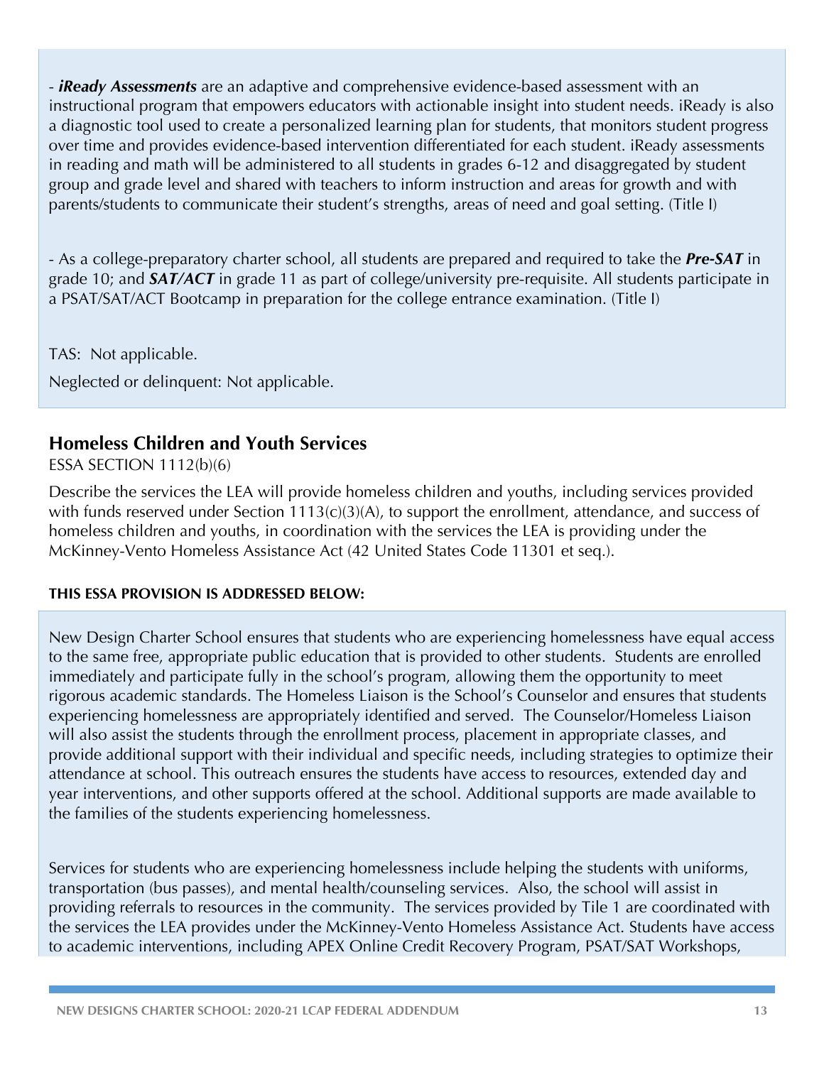- ***iReady Assessments*** are an adaptive and comprehensive evidence-based assessment with an instructional program that empowers educators with actionable insight into student needs. iReady is also a diagnostic tool used to create a personalized learning plan for students, that monitors student progress over time and provides evidence-based intervention differentiated for each student. iReady assessments in reading and math will be administered to all students in grades 6-12 and disaggregated by student group and grade level and shared with teachers to inform instruction and areas for growth and with parents/students to communicate their student's strengths, areas of need and goal setting. (Title I)

- As a college-preparatory charter school, all students are prepared and required to take the ***Pre-SAT*** in grade 10; and ***SAT/ACT*** in grade 11 as part of college/university pre-requisite. All students participate in a PSAT/SAT/ACT Bootcamp in preparation for the college entrance examination. (Title I)

TAS: Not applicable.

Neglected or delinquent: Not applicable.

## Homeless Children and Youth Services

ESSA SECTION 1112(b)(6)

Describe the services the LEA will provide homeless children and youths, including services provided with funds reserved under Section 1113(c)(3)(A), to support the enrollment, attendance, and success of homeless children and youths, in coordination with the services the LEA is providing under the McKinney-Vento Homeless Assistance Act (42 United States Code 11301 et seq.).

**THIS ESSA PROVISION IS ADDRESSED BELOW:**

New Design Charter School ensures that students who are experiencing homelessness have equal access to the same free, appropriate public education that is provided to other students. Students are enrolled immediately and participate fully in the school's program, allowing them the opportunity to meet rigorous academic standards. The Homeless Liaison is the School's Counselor and ensures that students experiencing homelessness are appropriately identified and served. The Counselor/Homeless Liaison will also assist the students through the enrollment process, placement in appropriate classes, and provide additional support with their individual and specific needs, including strategies to optimize their attendance at school. This outreach ensures the students have access to resources, extended day and year interventions, and other supports offered at the school. Additional supports are made available to the families of the students experiencing homelessness.

Services for students who are experiencing homelessness include helping the students with uniforms, transportation (bus passes), and mental health/counseling services. Also, the school will assist in providing referrals to resources in the community. The services provided by Tile 1 are coordinated with the services the LEA provides under the McKinney-Vento Homeless Assistance Act. Students have access to academic interventions, including APEX Online Credit Recovery Program, PSAT/SAT Workshops,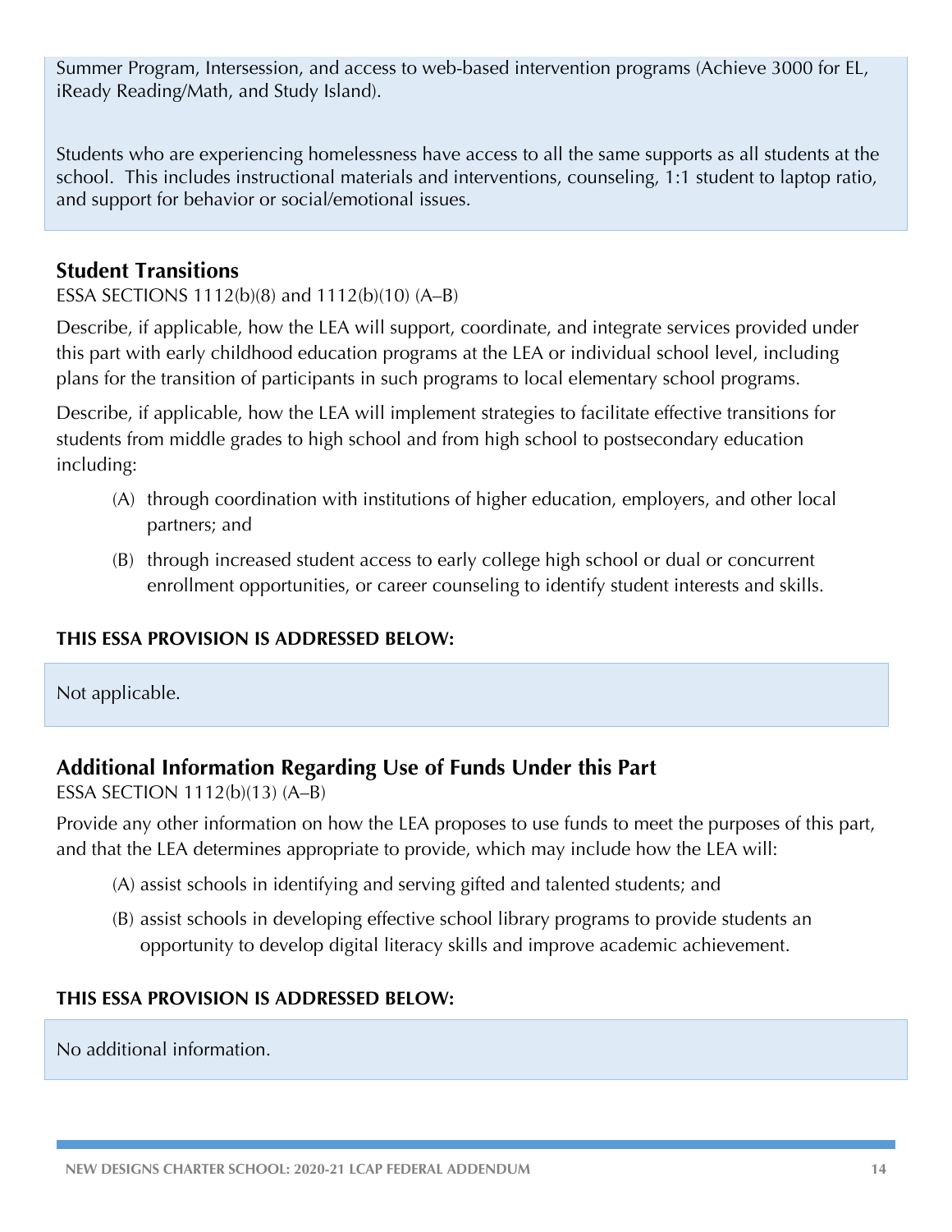Summer Program, Intersession, and access to web-based intervention programs (Achieve 3000 for EL, iReady Reading/Math, and Study Island).

Students who are experiencing homelessness have access to all the same supports as all students at the school. This includes instructional materials and interventions, counseling, 1:1 student to laptop ratio, and support for behavior or social/emotional issues.

## Student Transitions

ESSA SECTIONS 1112(b)(8) and 1112(b)(10) (A–B)

Describe, if applicable, how the LEA will support, coordinate, and integrate services provided under this part with early childhood education programs at the LEA or individual school level, including plans for the transition of participants in such programs to local elementary school programs.

Describe, if applicable, how the LEA will implement strategies to facilitate effective transitions for students from middle grades to high school and from high school to postsecondary education including:

(A) through coordination with institutions of higher education, employers, and other local partners; and

(B) through increased student access to early college high school or dual or concurrent enrollment opportunities, or career counseling to identify student interests and skills.

**THIS ESSA PROVISION IS ADDRESSED BELOW:**

Not applicable.

## Additional Information Regarding Use of Funds Under this Part

ESSA SECTION 1112(b)(13) (A–B)

Provide any other information on how the LEA proposes to use funds to meet the purposes of this part, and that the LEA determines appropriate to provide, which may include how the LEA will:

(A) assist schools in identifying and serving gifted and talented students; and

(B) assist schools in developing effective school library programs to provide students an opportunity to develop digital literacy skills and improve academic achievement.

**THIS ESSA PROVISION IS ADDRESSED BELOW:**

No additional information.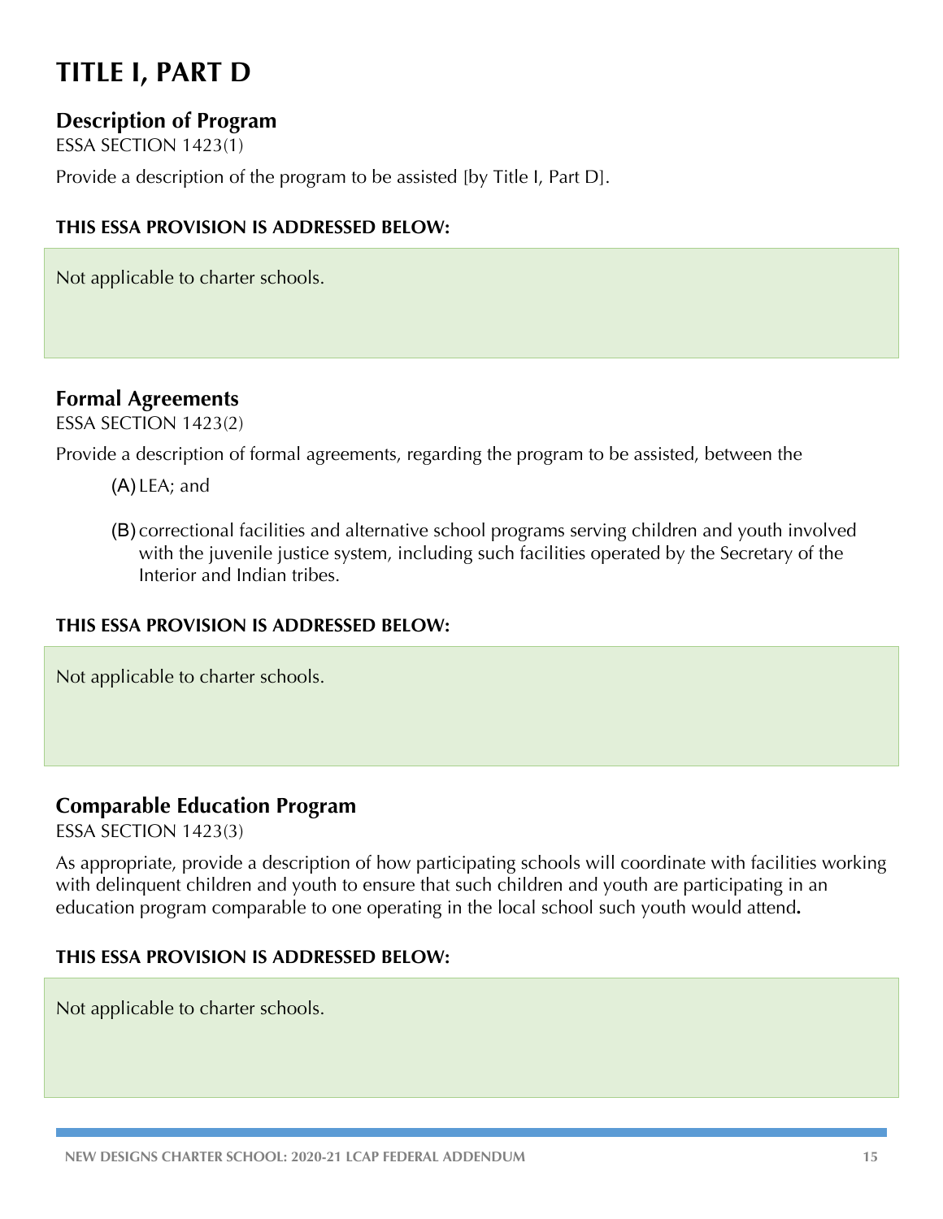# TITLE I, PART D

## Description of Program

ESSA SECTION 1423(1)

Provide a description of the program to be assisted [by Title I, Part D].

**THIS ESSA PROVISION IS ADDRESSED BELOW:**

Not applicable to charter schools.

## Formal Agreements

ESSA SECTION 1423(2)

Provide a description of formal agreements, regarding the program to be assisted, between the

(A) LEA; and

(B) correctional facilities and alternative school programs serving children and youth involved with the juvenile justice system, including such facilities operated by the Secretary of the Interior and Indian tribes.

**THIS ESSA PROVISION IS ADDRESSED BELOW:**

Not applicable to charter schools.

## Comparable Education Program

ESSA SECTION 1423(3)

As appropriate, provide a description of how participating schools will coordinate with facilities working with delinquent children and youth to ensure that such children and youth are participating in an education program comparable to one operating in the local school such youth would attend**.**

**THIS ESSA PROVISION IS ADDRESSED BELOW:**

Not applicable to charter schools.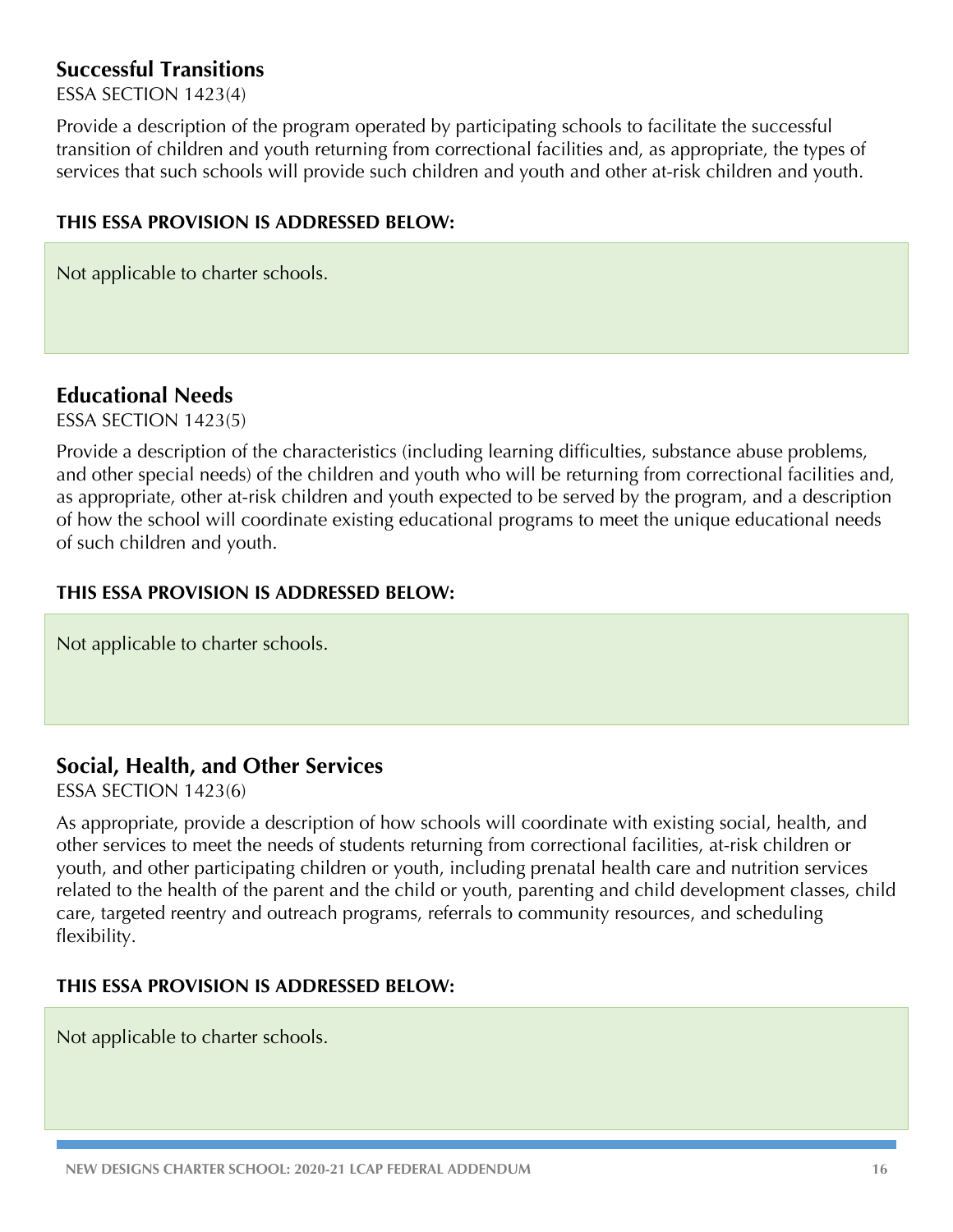## Successful Transitions

ESSA SECTION 1423(4)

Provide a description of the program operated by participating schools to facilitate the successful transition of children and youth returning from correctional facilities and, as appropriate, the types of services that such schools will provide such children and youth and other at-risk children and youth.

**THIS ESSA PROVISION IS ADDRESSED BELOW:**

Not applicable to charter schools.

## Educational Needs

ESSA SECTION 1423(5)

Provide a description of the characteristics (including learning difficulties, substance abuse problems, and other special needs) of the children and youth who will be returning from correctional facilities and, as appropriate, other at-risk children and youth expected to be served by the program, and a description of how the school will coordinate existing educational programs to meet the unique educational needs of such children and youth.

**THIS ESSA PROVISION IS ADDRESSED BELOW:**

Not applicable to charter schools.

## Social, Health, and Other Services

ESSA SECTION 1423(6)

As appropriate, provide a description of how schools will coordinate with existing social, health, and other services to meet the needs of students returning from correctional facilities, at-risk children or youth, and other participating children or youth, including prenatal health care and nutrition services related to the health of the parent and the child or youth, parenting and child development classes, child care, targeted reentry and outreach programs, referrals to community resources, and scheduling flexibility.

**THIS ESSA PROVISION IS ADDRESSED BELOW:**

Not applicable to charter schools.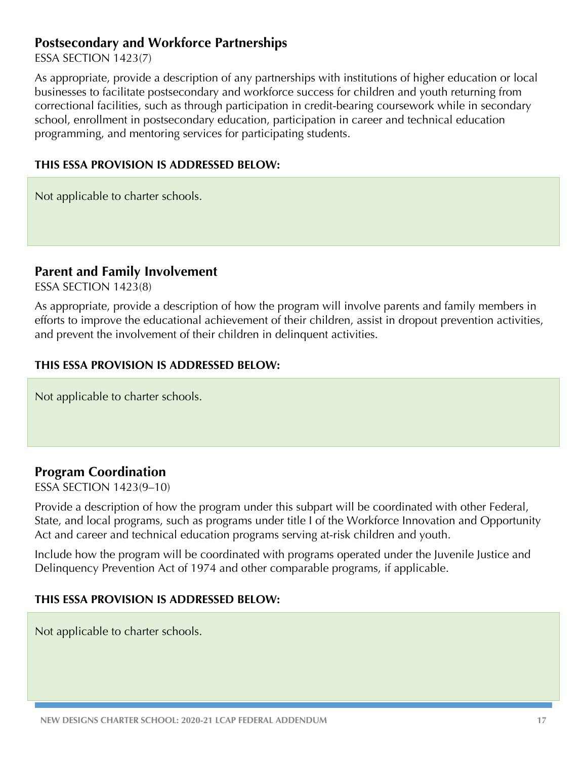## Postsecondary and Workforce Partnerships

ESSA SECTION 1423(7)

As appropriate, provide a description of any partnerships with institutions of higher education or local businesses to facilitate postsecondary and workforce success for children and youth returning from correctional facilities, such as through participation in credit-bearing coursework while in secondary school, enrollment in postsecondary education, participation in career and technical education programming, and mentoring services for participating students.

**THIS ESSA PROVISION IS ADDRESSED BELOW:**

Not applicable to charter schools.

## Parent and Family Involvement

ESSA SECTION 1423(8)

As appropriate, provide a description of how the program will involve parents and family members in efforts to improve the educational achievement of their children, assist in dropout prevention activities, and prevent the involvement of their children in delinquent activities.

**THIS ESSA PROVISION IS ADDRESSED BELOW:**

Not applicable to charter schools.

## Program Coordination

ESSA SECTION 1423(9–10)

Provide a description of how the program under this subpart will be coordinated with other Federal, State, and local programs, such as programs under title I of the Workforce Innovation and Opportunity Act and career and technical education programs serving at-risk children and youth.

Include how the program will be coordinated with programs operated under the Juvenile Justice and Delinquency Prevention Act of 1974 and other comparable programs, if applicable.

**THIS ESSA PROVISION IS ADDRESSED BELOW:**

Not applicable to charter schools.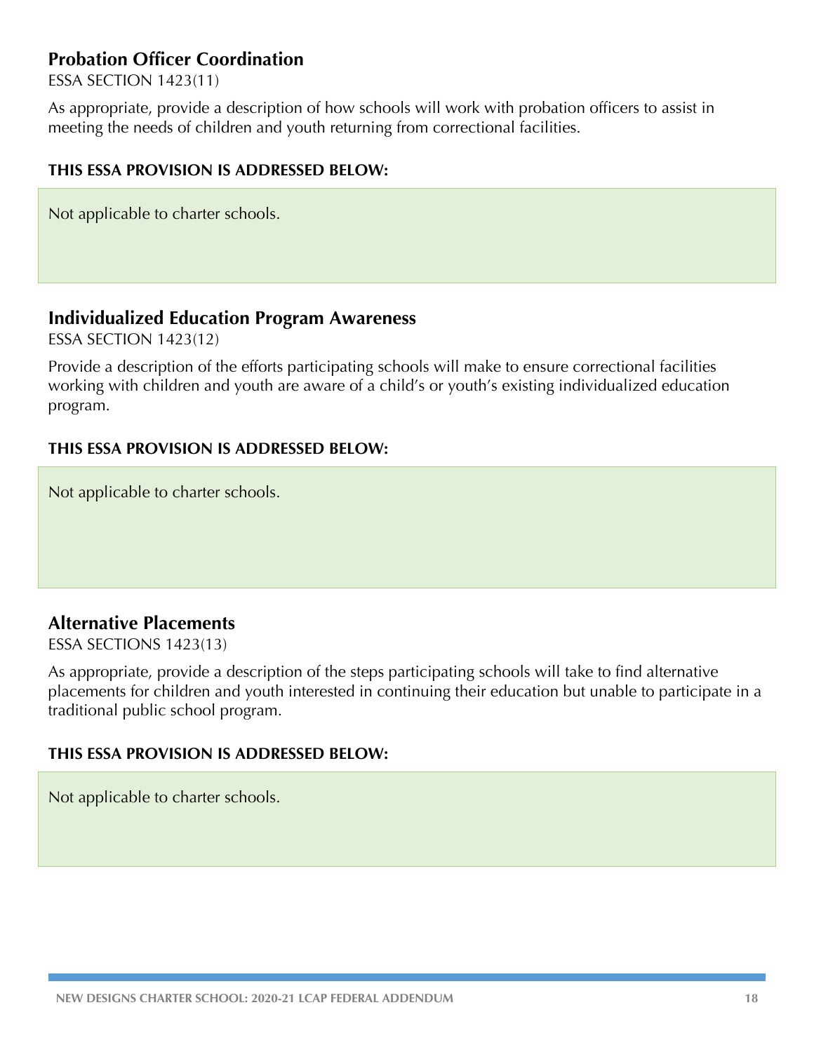## Probation Officer Coordination

ESSA SECTION 1423(11)

As appropriate, provide a description of how schools will work with probation officers to assist in meeting the needs of children and youth returning from correctional facilities.

**THIS ESSA PROVISION IS ADDRESSED BELOW:**

Not applicable to charter schools.

## Individualized Education Program Awareness

ESSA SECTION 1423(12)

Provide a description of the efforts participating schools will make to ensure correctional facilities working with children and youth are aware of a child's or youth's existing individualized education program.

**THIS ESSA PROVISION IS ADDRESSED BELOW:**

Not applicable to charter schools.

## Alternative Placements

ESSA SECTIONS 1423(13)

As appropriate, provide a description of the steps participating schools will take to find alternative placements for children and youth interested in continuing their education but unable to participate in a traditional public school program.

**THIS ESSA PROVISION IS ADDRESSED BELOW:**

Not applicable to charter schools.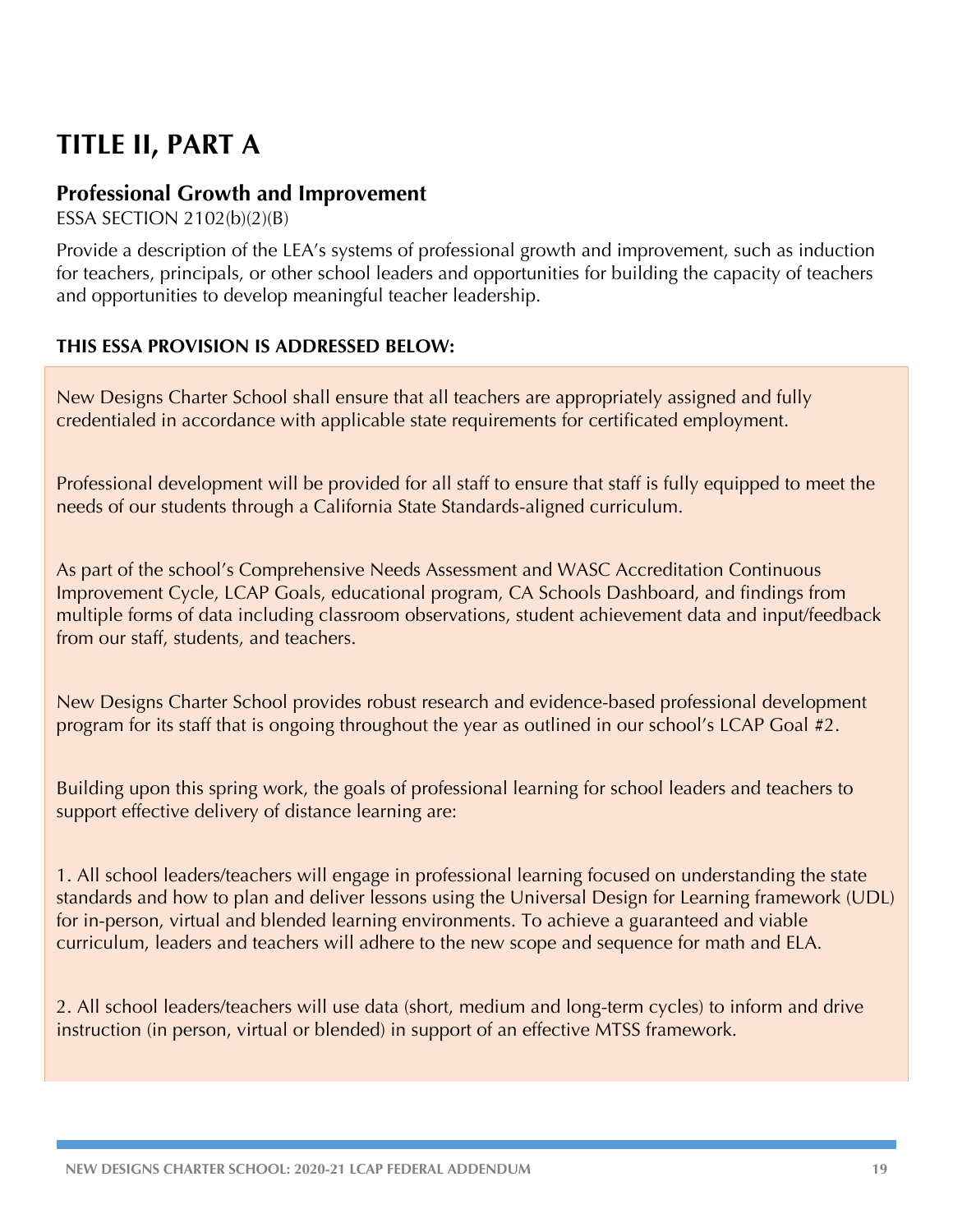# TITLE II, PART A

## Professional Growth and Improvement

ESSA SECTION 2102(b)(2)(B)

Provide a description of the LEA's systems of professional growth and improvement, such as induction for teachers, principals, or other school leaders and opportunities for building the capacity of teachers and opportunities to develop meaningful teacher leadership.

**THIS ESSA PROVISION IS ADDRESSED BELOW:**

New Designs Charter School shall ensure that all teachers are appropriately assigned and fully credentialed in accordance with applicable state requirements for certificated employment.

Professional development will be provided for all staff to ensure that staff is fully equipped to meet the needs of our students through a California State Standards-aligned curriculum.

As part of the school's Comprehensive Needs Assessment and WASC Accreditation Continuous Improvement Cycle, LCAP Goals, educational program, CA Schools Dashboard, and findings from multiple forms of data including classroom observations, student achievement data and input/feedback from our staff, students, and teachers.

New Designs Charter School provides robust research and evidence-based professional development program for its staff that is ongoing throughout the year as outlined in our school's LCAP Goal #2.

Building upon this spring work, the goals of professional learning for school leaders and teachers to support effective delivery of distance learning are:

1. All school leaders/teachers will engage in professional learning focused on understanding the state standards and how to plan and deliver lessons using the Universal Design for Learning framework (UDL) for in-person, virtual and blended learning environments. To achieve a guaranteed and viable curriculum, leaders and teachers will adhere to the new scope and sequence for math and ELA.

2. All school leaders/teachers will use data (short, medium and long-term cycles) to inform and drive instruction (in person, virtual or blended) in support of an effective MTSS framework.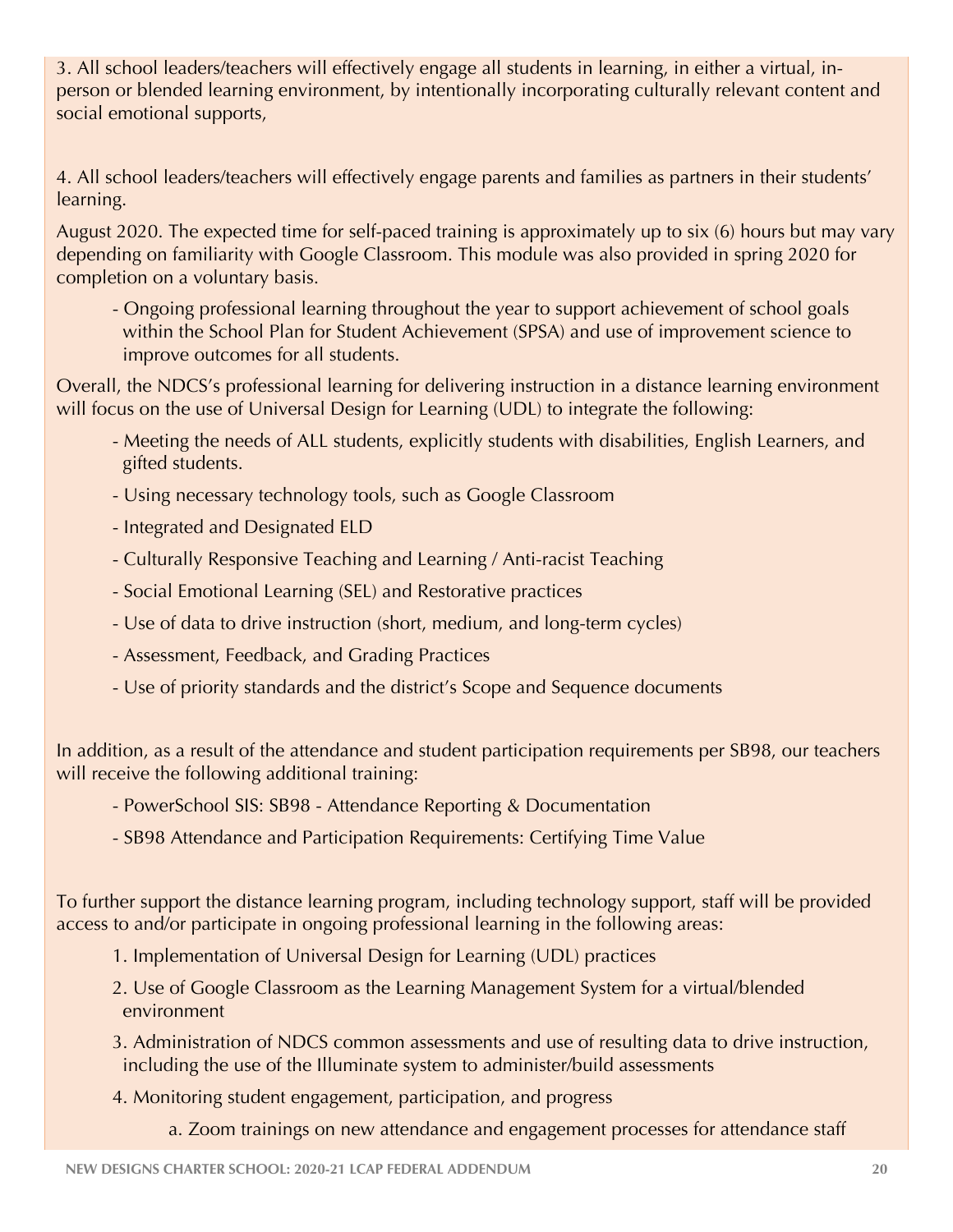3. All school leaders/teachers will effectively engage all students in learning, in either a virtual, in-person or blended learning environment, by intentionally incorporating culturally relevant content and social emotional supports,

4. All school leaders/teachers will effectively engage parents and families as partners in their students' learning.

August 2020. The expected time for self-paced training is approximately up to six (6) hours but may vary depending on familiarity with Google Classroom. This module was also provided in spring 2020 for completion on a voluntary basis.

- Ongoing professional learning throughout the year to support achievement of school goals within the School Plan for Student Achievement (SPSA) and use of improvement science to improve outcomes for all students.

Overall, the NDCS's professional learning for delivering instruction in a distance learning environment will focus on the use of Universal Design for Learning (UDL) to integrate the following:

- Meeting the needs of ALL students, explicitly students with disabilities, English Learners, and gifted students.
- Using necessary technology tools, such as Google Classroom
- Integrated and Designated ELD
- Culturally Responsive Teaching and Learning / Anti-racist Teaching
- Social Emotional Learning (SEL) and Restorative practices
- Use of data to drive instruction (short, medium, and long-term cycles)
- Assessment, Feedback, and Grading Practices
- Use of priority standards and the district's Scope and Sequence documents

In addition, as a result of the attendance and student participation requirements per SB98, our teachers will receive the following additional training:

- PowerSchool SIS: SB98 - Attendance Reporting & Documentation
- SB98 Attendance and Participation Requirements: Certifying Time Value

To further support the distance learning program, including technology support, staff will be provided access to and/or participate in ongoing professional learning in the following areas:

1. Implementation of Universal Design for Learning (UDL) practices
2. Use of Google Classroom as the Learning Management System for a virtual/blended environment
3. Administration of NDCS common assessments and use of resulting data to drive instruction, including the use of the Illuminate system to administer/build assessments
4. Monitoring student engagement, participation, and progress
    a. Zoom trainings on new attendance and engagement processes for attendance staff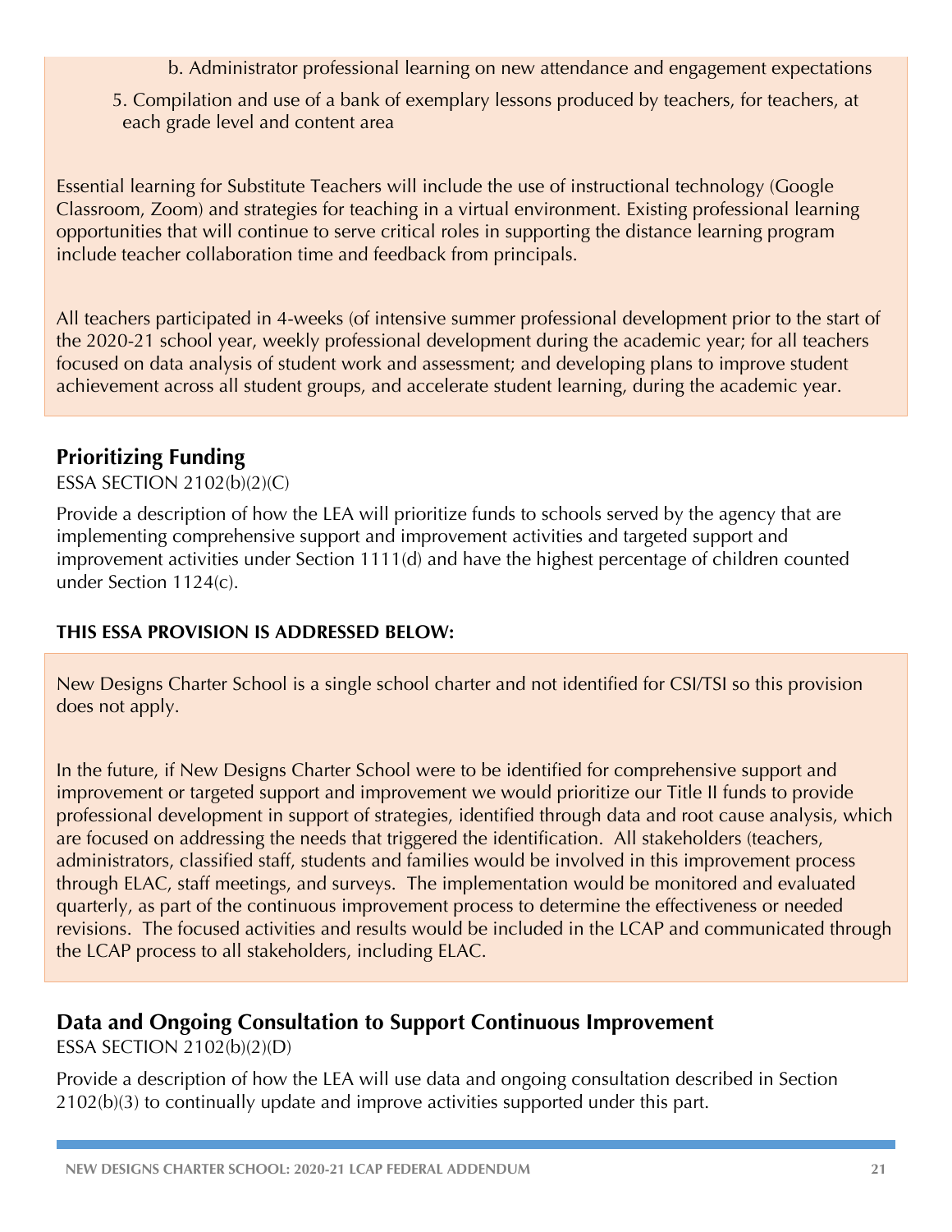b. Administrator professional learning on new attendance and engagement expectations

5. Compilation and use of a bank of exemplary lessons produced by teachers, for teachers, at each grade level and content area

Essential learning for Substitute Teachers will include the use of instructional technology (Google Classroom, Zoom) and strategies for teaching in a virtual environment. Existing professional learning opportunities that will continue to serve critical roles in supporting the distance learning program include teacher collaboration time and feedback from principals.

All teachers participated in 4-weeks (of intensive summer professional development prior to the start of the 2020-21 school year, weekly professional development during the academic year; for all teachers focused on data analysis of student work and assessment; and developing plans to improve student achievement across all student groups, and accelerate student learning, during the academic year.

## Prioritizing Funding

ESSA SECTION 2102(b)(2)(C)

Provide a description of how the LEA will prioritize funds to schools served by the agency that are implementing comprehensive support and improvement activities and targeted support and improvement activities under Section 1111(d) and have the highest percentage of children counted under Section 1124(c).

**THIS ESSA PROVISION IS ADDRESSED BELOW:**

New Designs Charter School is a single school charter and not identified for CSI/TSI so this provision does not apply.

In the future, if New Designs Charter School were to be identified for comprehensive support and improvement or targeted support and improvement we would prioritize our Title II funds to provide professional development in support of strategies, identified through data and root cause analysis, which are focused on addressing the needs that triggered the identification. All stakeholders (teachers, administrators, classified staff, students and families would be involved in this improvement process through ELAC, staff meetings, and surveys. The implementation would be monitored and evaluated quarterly, as part of the continuous improvement process to determine the effectiveness or needed revisions. The focused activities and results would be included in the LCAP and communicated through the LCAP process to all stakeholders, including ELAC.

## Data and Ongoing Consultation to Support Continuous Improvement

ESSA SECTION 2102(b)(2)(D)

Provide a description of how the LEA will use data and ongoing consultation described in Section 2102(b)(3) to continually update and improve activities supported under this part.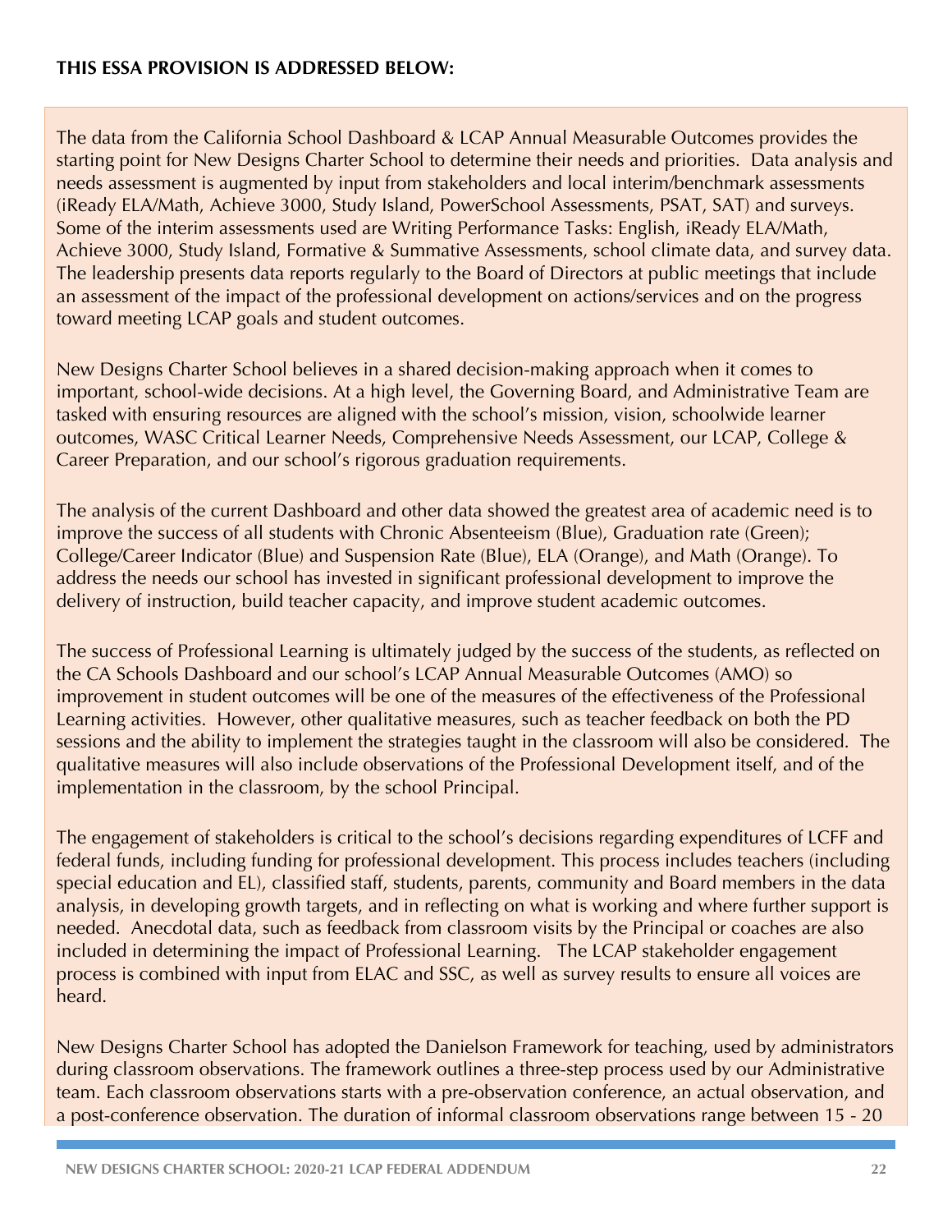**THIS ESSA PROVISION IS ADDRESSED BELOW:**

The data from the California School Dashboard & LCAP Annual Measurable Outcomes provides the starting point for New Designs Charter School to determine their needs and priorities. Data analysis and needs assessment is augmented by input from stakeholders and local interim/benchmark assessments (iReady ELA/Math, Achieve 3000, Study Island, PowerSchool Assessments, PSAT, SAT) and surveys. Some of the interim assessments used are Writing Performance Tasks: English, iReady ELA/Math, Achieve 3000, Study Island, Formative & Summative Assessments, school climate data, and survey data. The leadership presents data reports regularly to the Board of Directors at public meetings that include an assessment of the impact of the professional development on actions/services and on the progress toward meeting LCAP goals and student outcomes.

New Designs Charter School believes in a shared decision-making approach when it comes to important, school-wide decisions. At a high level, the Governing Board, and Administrative Team are tasked with ensuring resources are aligned with the school's mission, vision, schoolwide learner outcomes, WASC Critical Learner Needs, Comprehensive Needs Assessment, our LCAP, College & Career Preparation, and our school's rigorous graduation requirements.

The analysis of the current Dashboard and other data showed the greatest area of academic need is to improve the success of all students with Chronic Absenteeism (Blue), Graduation rate (Green); College/Career Indicator (Blue) and Suspension Rate (Blue), ELA (Orange), and Math (Orange). To address the needs our school has invested in significant professional development to improve the delivery of instruction, build teacher capacity, and improve student academic outcomes.

The success of Professional Learning is ultimately judged by the success of the students, as reflected on the CA Schools Dashboard and our school's LCAP Annual Measurable Outcomes (AMO) so improvement in student outcomes will be one of the measures of the effectiveness of the Professional Learning activities. However, other qualitative measures, such as teacher feedback on both the PD sessions and the ability to implement the strategies taught in the classroom will also be considered. The qualitative measures will also include observations of the Professional Development itself, and of the implementation in the classroom, by the school Principal.

The engagement of stakeholders is critical to the school's decisions regarding expenditures of LCFF and federal funds, including funding for professional development. This process includes teachers (including special education and EL), classified staff, students, parents, community and Board members in the data analysis, in developing growth targets, and in reflecting on what is working and where further support is needed. Anecdotal data, such as feedback from classroom visits by the Principal or coaches are also included in determining the impact of Professional Learning. The LCAP stakeholder engagement process is combined with input from ELAC and SSC, as well as survey results to ensure all voices are heard.

New Designs Charter School has adopted the Danielson Framework for teaching, used by administrators during classroom observations. The framework outlines a three-step process used by our Administrative team. Each classroom observations starts with a pre-observation conference, an actual observation, and a post-conference observation. The duration of informal classroom observations range between 15 - 20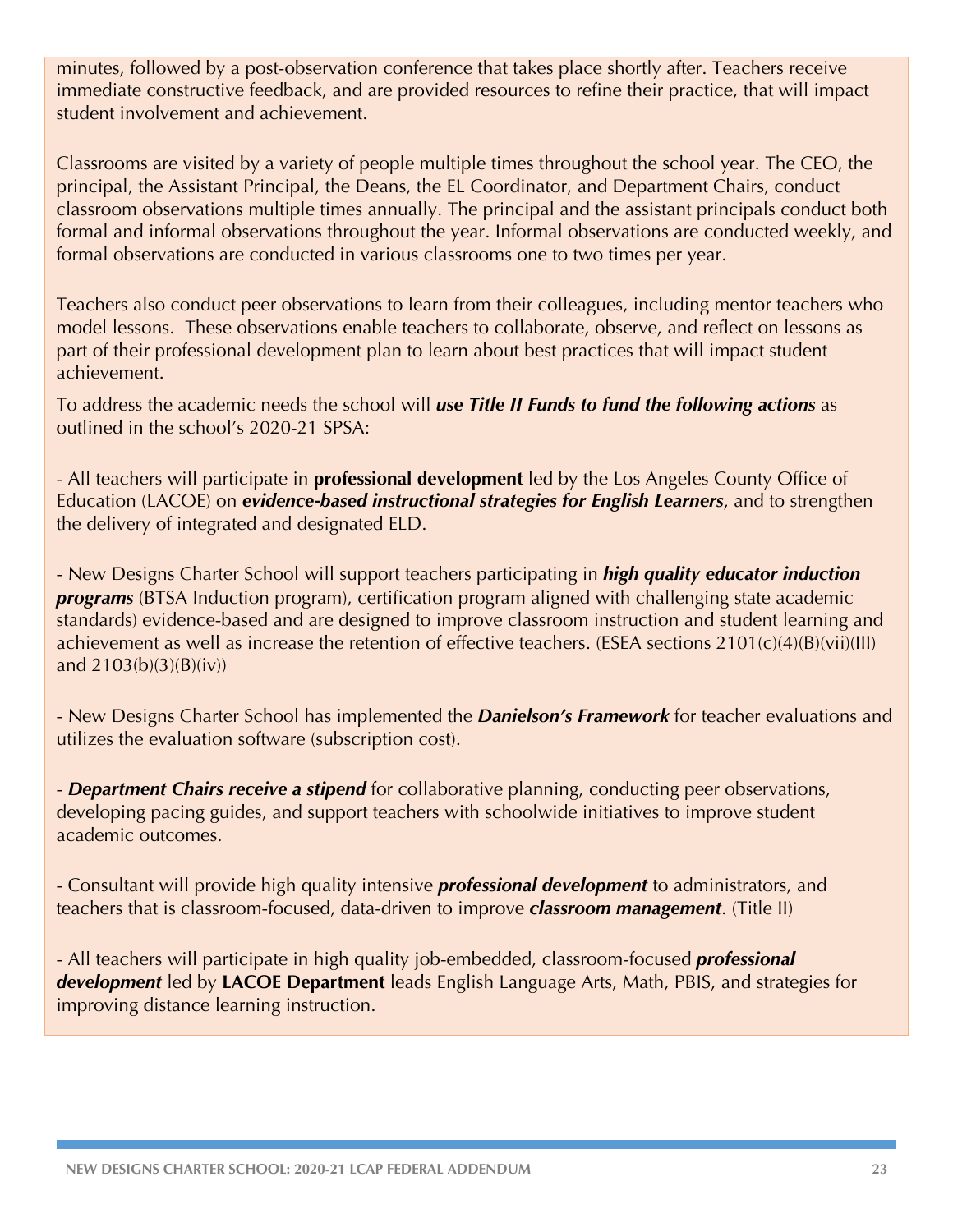minutes, followed by a post-observation conference that takes place shortly after. Teachers receive immediate constructive feedback, and are provided resources to refine their practice, that will impact student involvement and achievement.

Classrooms are visited by a variety of people multiple times throughout the school year. The CEO, the principal, the Assistant Principal, the Deans, the EL Coordinator, and Department Chairs, conduct classroom observations multiple times annually. The principal and the assistant principals conduct both formal and informal observations throughout the year. Informal observations are conducted weekly, and formal observations are conducted in various classrooms one to two times per year.

Teachers also conduct peer observations to learn from their colleagues, including mentor teachers who model lessons. These observations enable teachers to collaborate, observe, and reflect on lessons as part of their professional development plan to learn about best practices that will impact student achievement.

To address the academic needs the school will ***use Title II Funds to fund the following actions*** as outlined in the school's 2020-21 SPSA:

- All teachers will participate in **professional development** led by the Los Angeles County Office of Education (LACOE) on ***evidence-based instructional strategies for English Learners***, and to strengthen the delivery of integrated and designated ELD.

- New Designs Charter School will support teachers participating in ***high quality educator induction programs*** (BTSA Induction program), certification program aligned with challenging state academic standards) evidence-based and are designed to improve classroom instruction and student learning and achievement as well as increase the retention of effective teachers. (ESEA sections 2101(c)(4)(B)(vii)(III) and 2103(b)(3)(B)(iv))

- New Designs Charter School has implemented the ***Danielson's Framework*** for teacher evaluations and utilizes the evaluation software (subscription cost).

- ***Department Chairs receive a stipend*** for collaborative planning, conducting peer observations, developing pacing guides, and support teachers with schoolwide initiatives to improve student academic outcomes.

- Consultant will provide high quality intensive ***professional development*** to administrators, and teachers that is classroom-focused, data-driven to improve ***classroom management***. (Title II)

- All teachers will participate in high quality job-embedded, classroom-focused ***professional development*** led by **LACOE Department** leads English Language Arts, Math, PBIS, and strategies for improving distance learning instruction.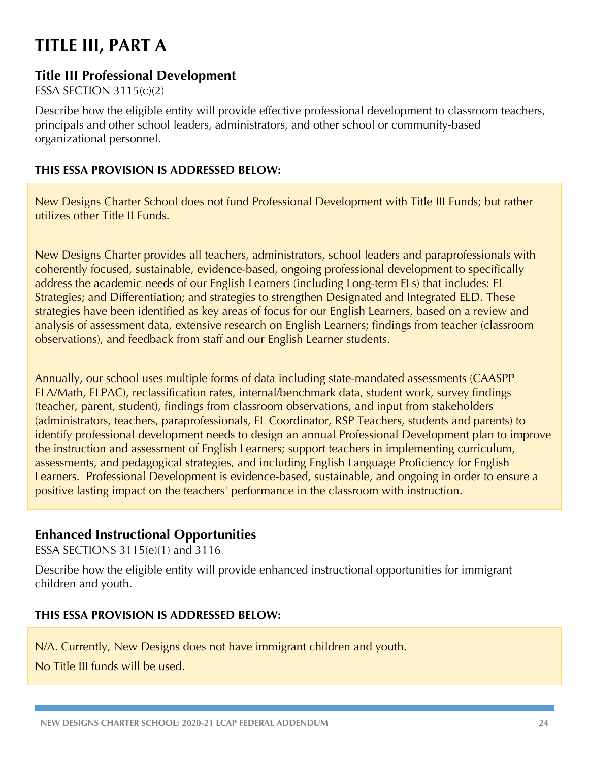# TITLE III, PART A

## Title III Professional Development

ESSA SECTION 3115(c)(2)

Describe how the eligible entity will provide effective professional development to classroom teachers, principals and other school leaders, administrators, and other school or community-based organizational personnel.

**THIS ESSA PROVISION IS ADDRESSED BELOW:**

New Designs Charter School does not fund Professional Development with Title III Funds; but rather utilizes other Title II Funds.

New Designs Charter provides all teachers, administrators, school leaders and paraprofessionals with coherently focused, sustainable, evidence-based, ongoing professional development to specifically address the academic needs of our English Learners (including Long-term ELs) that includes: EL Strategies; and Differentiation; and strategies to strengthen Designated and Integrated ELD. These strategies have been identified as key areas of focus for our English Learners, based on a review and analysis of assessment data, extensive research on English Learners; findings from teacher (classroom observations), and feedback from staff and our English Learner students.

Annually, our school uses multiple forms of data including state-mandated assessments (CAASPP ELA/Math, ELPAC), reclassification rates, internal/benchmark data, student work, survey findings (teacher, parent, student), findings from classroom observations, and input from stakeholders (administrators, teachers, paraprofessionals, EL Coordinator, RSP Teachers, students and parents) to identify professional development needs to design an annual Professional Development plan to improve the instruction and assessment of English Learners; support teachers in implementing curriculum, assessments, and pedagogical strategies, and including English Language Proficiency for English Learners. Professional Development is evidence-based, sustainable, and ongoing in order to ensure a positive lasting impact on the teachers' performance in the classroom with instruction.

## Enhanced Instructional Opportunities

ESSA SECTIONS 3115(e)(1) and 3116

Describe how the eligible entity will provide enhanced instructional opportunities for immigrant children and youth.

**THIS ESSA PROVISION IS ADDRESSED BELOW:**

N/A. Currently, New Designs does not have immigrant children and youth.

No Title III funds will be used.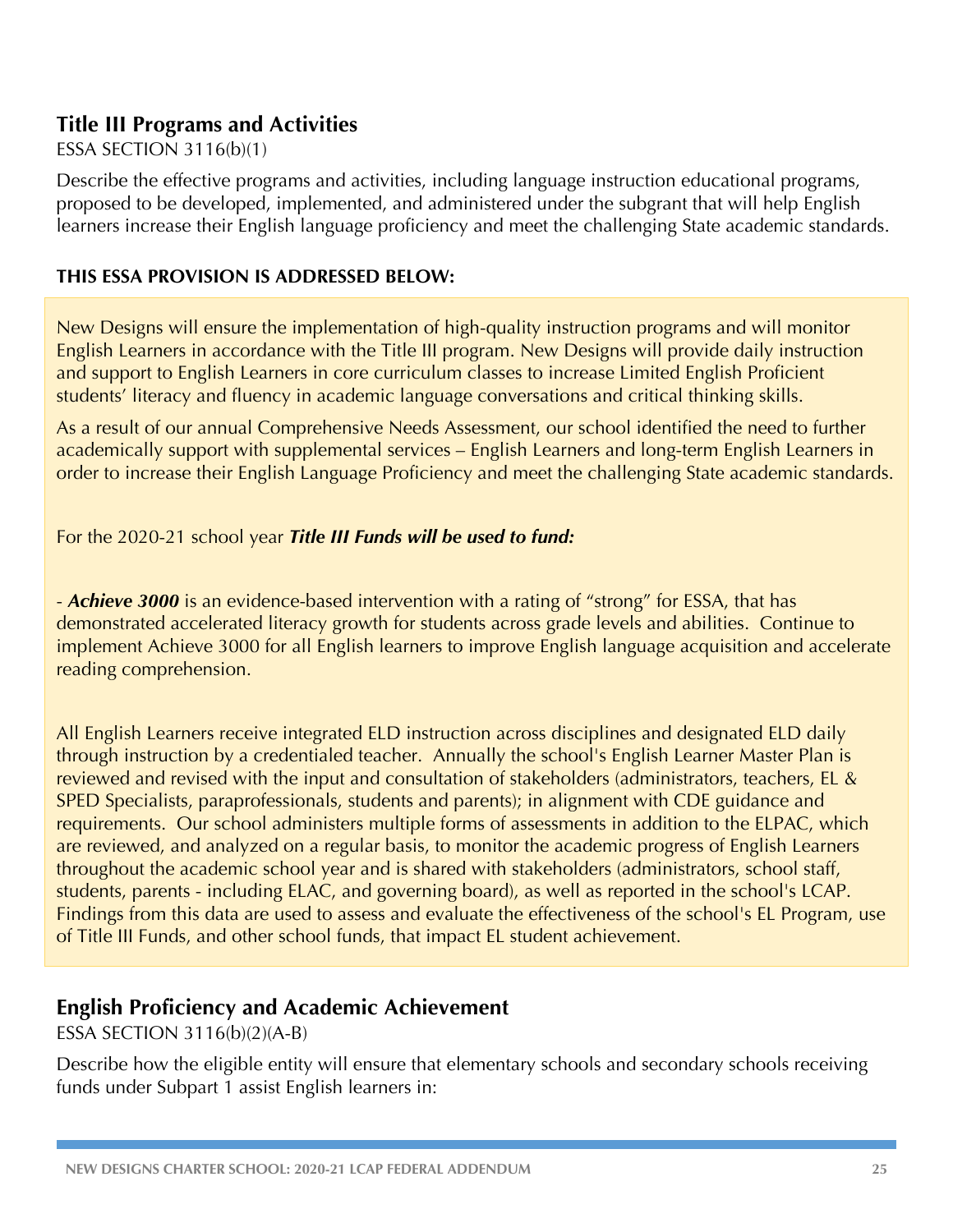## Title III Programs and Activities

ESSA SECTION 3116(b)(1)

Describe the effective programs and activities, including language instruction educational programs, proposed to be developed, implemented, and administered under the subgrant that will help English learners increase their English language proficiency and meet the challenging State academic standards.

**THIS ESSA PROVISION IS ADDRESSED BELOW:**

New Designs will ensure the implementation of high-quality instruction programs and will monitor English Learners in accordance with the Title III program. New Designs will provide daily instruction and support to English Learners in core curriculum classes to increase Limited English Proficient students' literacy and fluency in academic language conversations and critical thinking skills.

As a result of our annual Comprehensive Needs Assessment, our school identified the need to further academically support with supplemental services – English Learners and long-term English Learners in order to increase their English Language Proficiency and meet the challenging State academic standards.

For the 2020-21 school year ***Title III Funds will be used to fund:***

- ***Achieve 3000*** is an evidence-based intervention with a rating of "strong" for ESSA, that has demonstrated accelerated literacy growth for students across grade levels and abilities. Continue to implement Achieve 3000 for all English learners to improve English language acquisition and accelerate reading comprehension.

All English Learners receive integrated ELD instruction across disciplines and designated ELD daily through instruction by a credentialed teacher. Annually the school's English Learner Master Plan is reviewed and revised with the input and consultation of stakeholders (administrators, teachers, EL & SPED Specialists, paraprofessionals, students and parents); in alignment with CDE guidance and requirements. Our school administers multiple forms of assessments in addition to the ELPAC, which are reviewed, and analyzed on a regular basis, to monitor the academic progress of English Learners throughout the academic school year and is shared with stakeholders (administrators, school staff, students, parents - including ELAC, and governing board), as well as reported in the school's LCAP. Findings from this data are used to assess and evaluate the effectiveness of the school's EL Program, use of Title III Funds, and other school funds, that impact EL student achievement.

## English Proficiency and Academic Achievement

ESSA SECTION 3116(b)(2)(A-B)

Describe how the eligible entity will ensure that elementary schools and secondary schools receiving funds under Subpart 1 assist English learners in: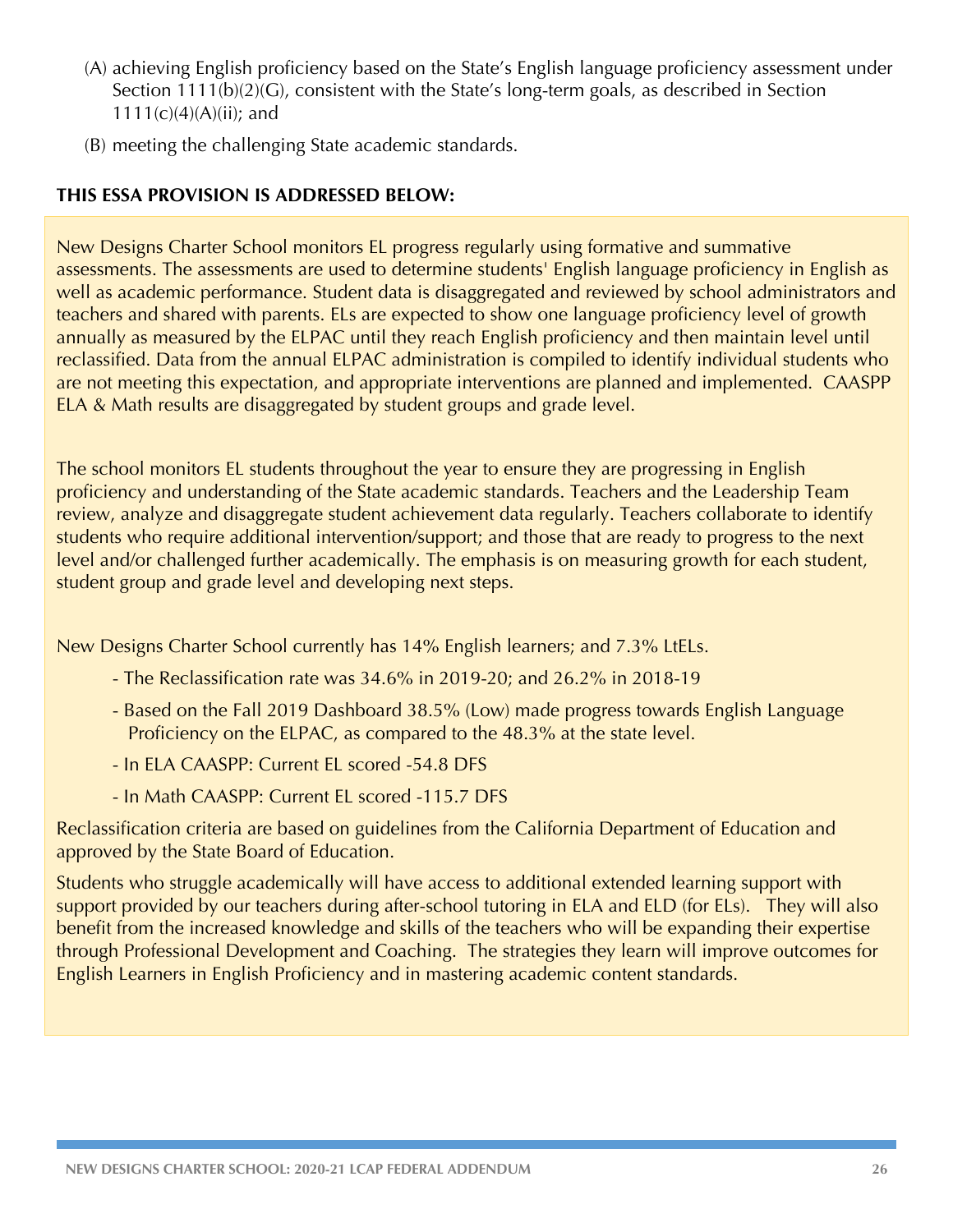(A) achieving English proficiency based on the State's English language proficiency assessment under Section 1111(b)(2)(G), consistent with the State's long-term goals, as described in Section 1111(c)(4)(A)(ii); and

(B) meeting the challenging State academic standards.

**THIS ESSA PROVISION IS ADDRESSED BELOW:**

New Designs Charter School monitors EL progress regularly using formative and summative assessments. The assessments are used to determine students' English language proficiency in English as well as academic performance. Student data is disaggregated and reviewed by school administrators and teachers and shared with parents. ELs are expected to show one language proficiency level of growth annually as measured by the ELPAC until they reach English proficiency and then maintain level until reclassified. Data from the annual ELPAC administration is compiled to identify individual students who are not meeting this expectation, and appropriate interventions are planned and implemented. CAASPP ELA & Math results are disaggregated by student groups and grade level.

The school monitors EL students throughout the year to ensure they are progressing in English proficiency and understanding of the State academic standards. Teachers and the Leadership Team review, analyze and disaggregate student achievement data regularly. Teachers collaborate to identify students who require additional intervention/support; and those that are ready to progress to the next level and/or challenged further academically. The emphasis is on measuring growth for each student, student group and grade level and developing next steps.

New Designs Charter School currently has 14% English learners; and 7.3% LtELs.

- The Reclassification rate was 34.6% in 2019-20; and 26.2% in 2018-19
- Based on the Fall 2019 Dashboard 38.5% (Low) made progress towards English Language Proficiency on the ELPAC, as compared to the 48.3% at the state level.
- In ELA CAASPP: Current EL scored -54.8 DFS
- In Math CAASPP: Current EL scored -115.7 DFS

Reclassification criteria are based on guidelines from the California Department of Education and approved by the State Board of Education.

Students who struggle academically will have access to additional extended learning support with support provided by our teachers during after-school tutoring in ELA and ELD (for ELs). They will also benefit from the increased knowledge and skills of the teachers who will be expanding their expertise through Professional Development and Coaching. The strategies they learn will improve outcomes for English Learners in English Proficiency and in mastering academic content standards.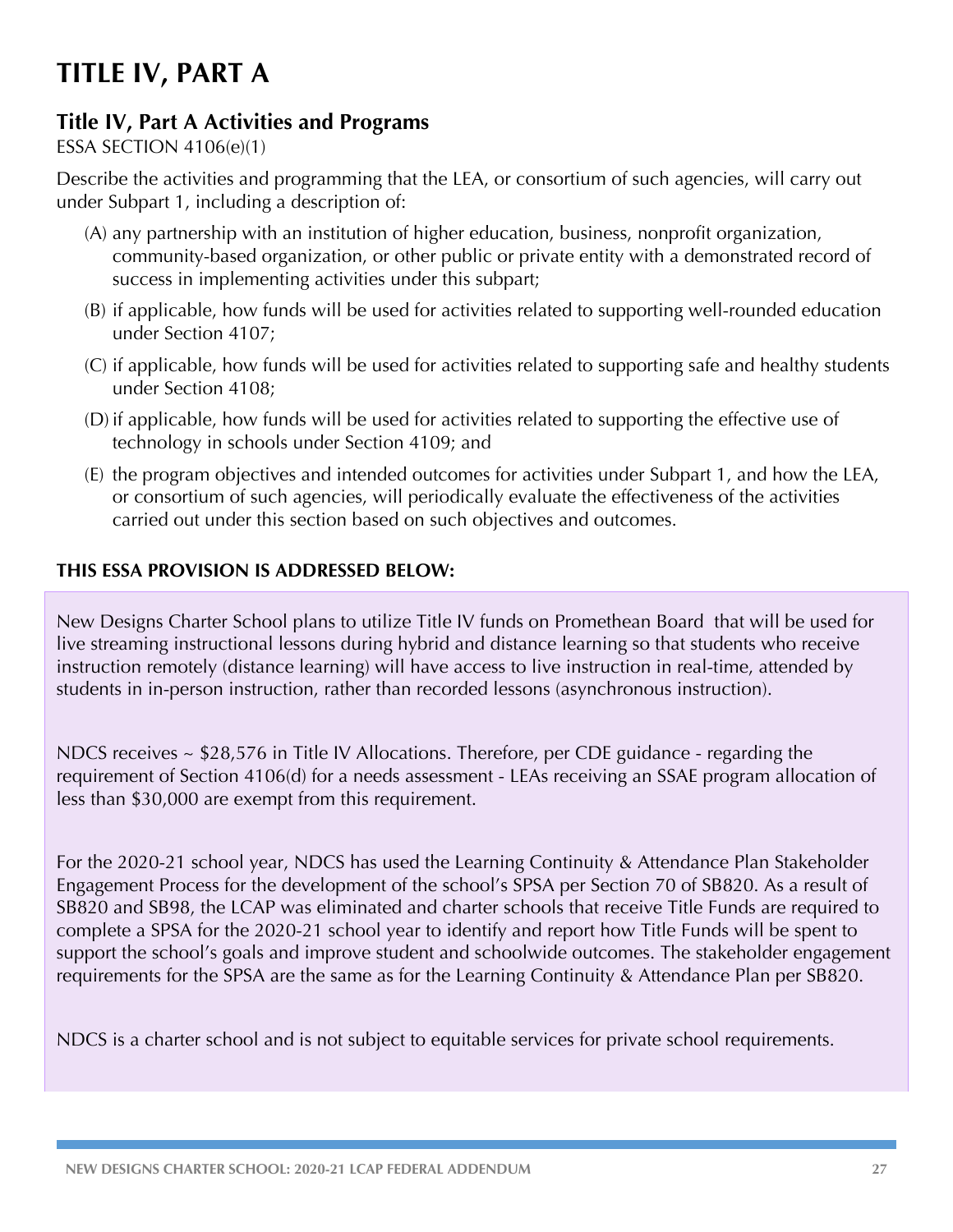# TITLE IV, PART A

## Title IV, Part A Activities and Programs

ESSA SECTION 4106(e)(1)

Describe the activities and programming that the LEA, or consortium of such agencies, will carry out under Subpart 1, including a description of:

(A) any partnership with an institution of higher education, business, nonprofit organization, community-based organization, or other public or private entity with a demonstrated record of success in implementing activities under this subpart;

(B) if applicable, how funds will be used for activities related to supporting well-rounded education under Section 4107;

(C) if applicable, how funds will be used for activities related to supporting safe and healthy students under Section 4108;

(D) if applicable, how funds will be used for activities related to supporting the effective use of technology in schools under Section 4109; and

(E) the program objectives and intended outcomes for activities under Subpart 1, and how the LEA, or consortium of such agencies, will periodically evaluate the effectiveness of the activities carried out under this section based on such objectives and outcomes.

**THIS ESSA PROVISION IS ADDRESSED BELOW:**

New Designs Charter School plans to utilize Title IV funds on Promethean Board that will be used for live streaming instructional lessons during hybrid and distance learning so that students who receive instruction remotely (distance learning) will have access to live instruction in real-time, attended by students in in-person instruction, rather than recorded lessons (asynchronous instruction).

NDCS receives ~ $28,576 in Title IV Allocations. Therefore, per CDE guidance - regarding the requirement of Section 4106(d) for a needs assessment - LEAs receiving an SSAE program allocation of less than $30,000 are exempt from this requirement.

For the 2020-21 school year, NDCS has used the Learning Continuity & Attendance Plan Stakeholder Engagement Process for the development of the school's SPSA per Section 70 of SB820. As a result of SB820 and SB98, the LCAP was eliminated and charter schools that receive Title Funds are required to complete a SPSA for the 2020-21 school year to identify and report how Title Funds will be spent to support the school's goals and improve student and schoolwide outcomes. The stakeholder engagement requirements for the SPSA are the same as for the Learning Continuity & Attendance Plan per SB820.

NDCS is a charter school and is not subject to equitable services for private school requirements.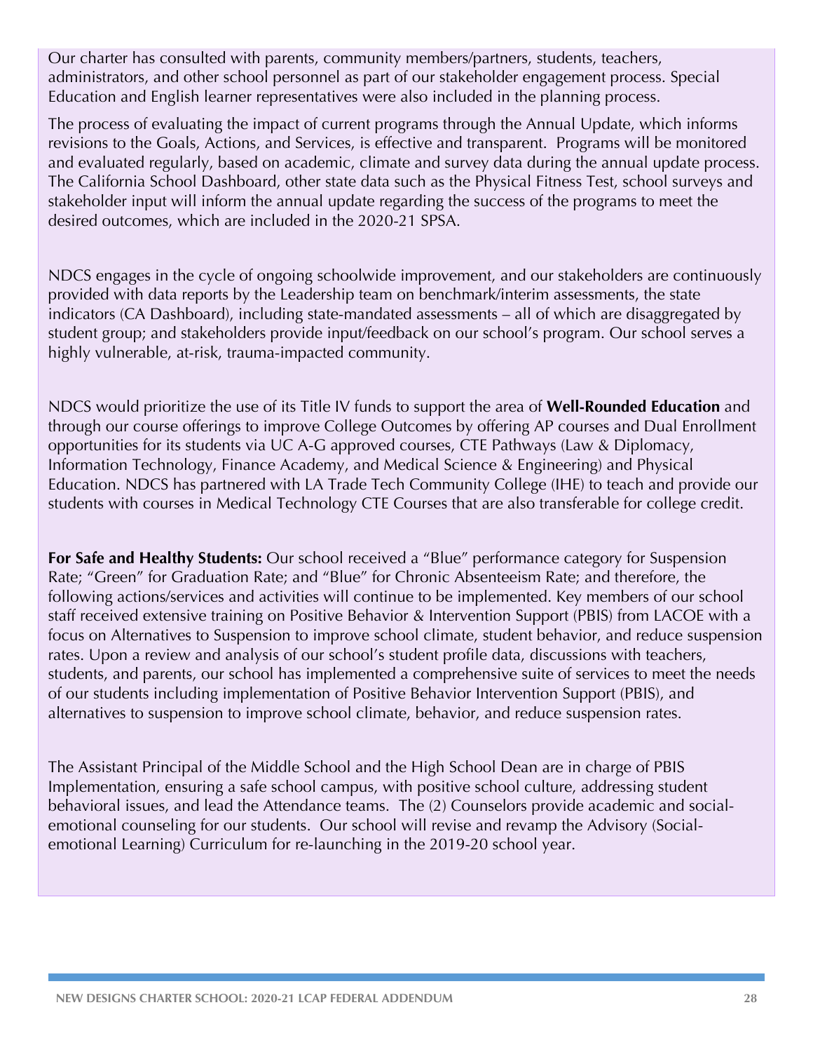Our charter has consulted with parents, community members/partners, students, teachers, administrators, and other school personnel as part of our stakeholder engagement process. Special Education and English learner representatives were also included in the planning process.

The process of evaluating the impact of current programs through the Annual Update, which informs revisions to the Goals, Actions, and Services, is effective and transparent. Programs will be monitored and evaluated regularly, based on academic, climate and survey data during the annual update process. The California School Dashboard, other state data such as the Physical Fitness Test, school surveys and stakeholder input will inform the annual update regarding the success of the programs to meet the desired outcomes, which are included in the 2020-21 SPSA.

NDCS engages in the cycle of ongoing schoolwide improvement, and our stakeholders are continuously provided with data reports by the Leadership team on benchmark/interim assessments, the state indicators (CA Dashboard), including state-mandated assessments – all of which are disaggregated by student group; and stakeholders provide input/feedback on our school's program. Our school serves a highly vulnerable, at-risk, trauma-impacted community.

NDCS would prioritize the use of its Title IV funds to support the area of **Well-Rounded Education** and through our course offerings to improve College Outcomes by offering AP courses and Dual Enrollment opportunities for its students via UC A-G approved courses, CTE Pathways (Law & Diplomacy, Information Technology, Finance Academy, and Medical Science & Engineering) and Physical Education. NDCS has partnered with LA Trade Tech Community College (IHE) to teach and provide our students with courses in Medical Technology CTE Courses that are also transferable for college credit.

**For Safe and Healthy Students:** Our school received a "Blue" performance category for Suspension Rate; "Green" for Graduation Rate; and "Blue" for Chronic Absenteeism Rate; and therefore, the following actions/services and activities will continue to be implemented. Key members of our school staff received extensive training on Positive Behavior & Intervention Support (PBIS) from LACOE with a focus on Alternatives to Suspension to improve school climate, student behavior, and reduce suspension rates. Upon a review and analysis of our school's student profile data, discussions with teachers, students, and parents, our school has implemented a comprehensive suite of services to meet the needs of our students including implementation of Positive Behavior Intervention Support (PBIS), and alternatives to suspension to improve school climate, behavior, and reduce suspension rates.

The Assistant Principal of the Middle School and the High School Dean are in charge of PBIS Implementation, ensuring a safe school campus, with positive school culture, addressing student behavioral issues, and lead the Attendance teams. The (2) Counselors provide academic and social-emotional counseling for our students. Our school will revise and revamp the Advisory (Social-emotional Learning) Curriculum for re-launching in the 2019-20 school year.